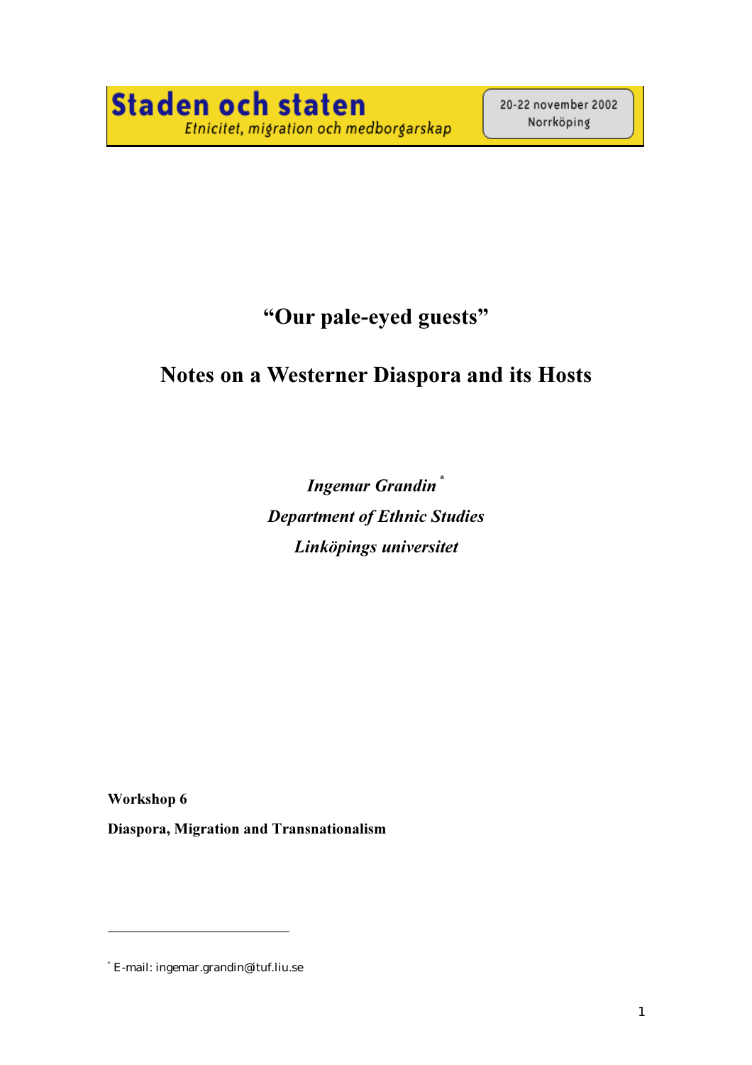**Staden och staten**

*Etnicitet, migration och medborgarskap*

20-22 november 2002
Norrköping

# "Our pale-eyed guests"

# Notes on a Westerner Diaspora and its Hosts

***Ingemar Grandin*** [*]

***Department of Ethnic Studies***

***Linköpings universitet***

**Workshop 6**

**Diaspora, Migration and Transnationalism**

---

[*] E-mail: ingemar.grandin@tuf.liu.se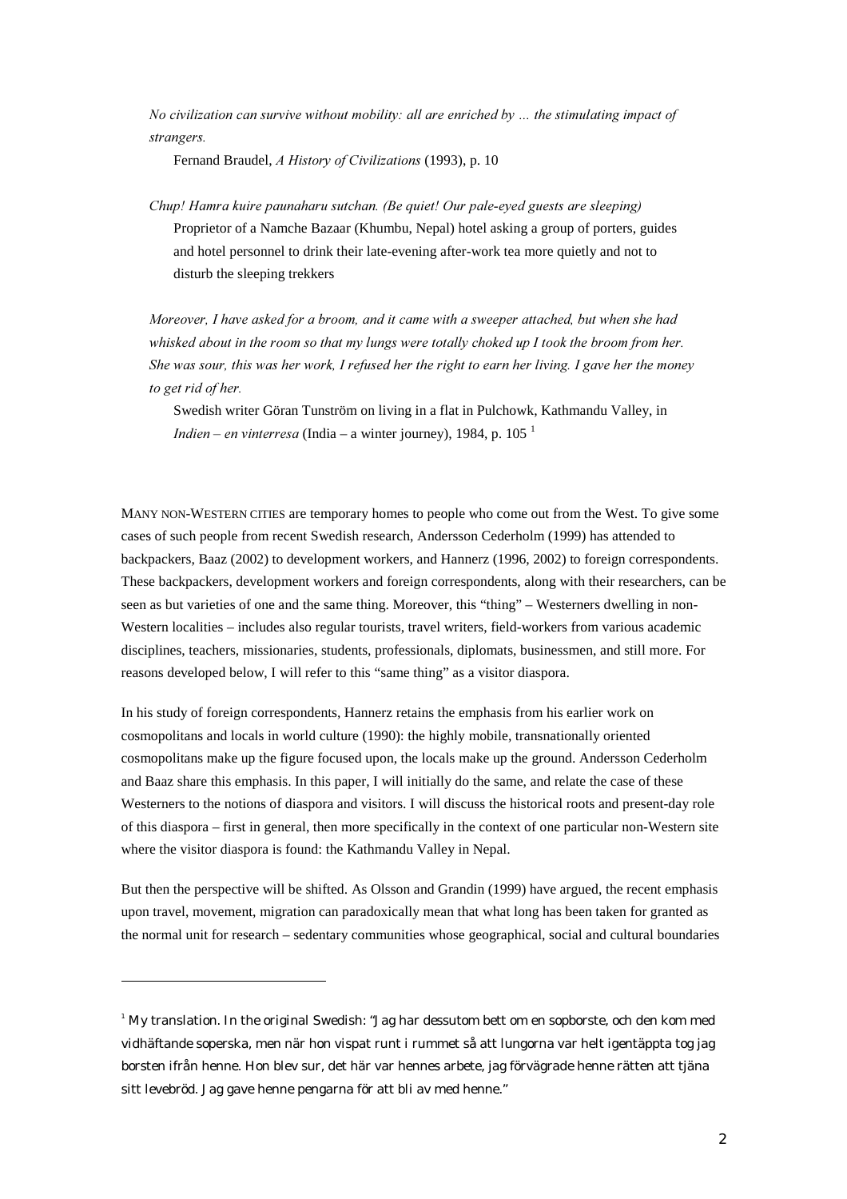*No civilization can survive without mobility: all are enriched by … the stimulating impact of strangers.*

Fernand Braudel, *A History of Civilizations* (1993), p. 10

*Chup! Hamra kuire paunaharu sutchan. (Be quiet! Our pale-eyed guests are sleeping)*
Proprietor of a Namche Bazaar (Khumbu, Nepal) hotel asking a group of porters, guides and hotel personnel to drink their late-evening after-work tea more quietly and not to disturb the sleeping trekkers

*Moreover, I have asked for a broom, and it came with a sweeper attached, but when she had whisked about in the room so that my lungs were totally choked up I took the broom from her. She was sour, this was her work, I refused her the right to earn her living. I gave her the money to get rid of her.*

Swedish writer Göran Tunström on living in a flat in Pulchowk, Kathmandu Valley, in *Indien – en vinterresa* (India – a winter journey), 1984, p. 105 [1]

MANY NON-WESTERN CITIES are temporary homes to people who come out from the West. To give some cases of such people from recent Swedish research, Andersson Cederholm (1999) has attended to backpackers, Baaz (2002) to development workers, and Hannerz (1996, 2002) to foreign correspondents. These backpackers, development workers and foreign correspondents, along with their researchers, can be seen as but varieties of one and the same thing. Moreover, this "thing" – Westerners dwelling in non-Western localities – includes also regular tourists, travel writers, field-workers from various academic disciplines, teachers, missionaries, students, professionals, diplomats, businessmen, and still more. For reasons developed below, I will refer to this "same thing" as a visitor diaspora.

In his study of foreign correspondents, Hannerz retains the emphasis from his earlier work on cosmopolitans and locals in world culture (1990): the highly mobile, transnationally oriented cosmopolitans make up the figure focused upon, the locals make up the ground. Andersson Cederholm and Baaz share this emphasis. In this paper, I will initially do the same, and relate the case of these Westerners to the notions of diaspora and visitors. I will discuss the historical roots and present-day role of this diaspora – first in general, then more specifically in the context of one particular non-Western site where the visitor diaspora is found: the Kathmandu Valley in Nepal.

But then the perspective will be shifted. As Olsson and Grandin (1999) have argued, the recent emphasis upon travel, movement, migration can paradoxically mean that what long has been taken for granted as the normal unit for research – sedentary communities whose geographical, social and cultural boundaries

---

[1] My translation. In the original Swedish: "Jag har dessutom bett om en sopborste, och den kom med vidhäftande soperska, men när hon vispat runt i rummet så att lungorna var helt igentäppta tog jag borsten ifrån henne. Hon blev sur, det här var hennes arbete, jag förvägrade henne rätten att tjäna sitt levebröd. Jag gave henne pengarna för att bli av med henne."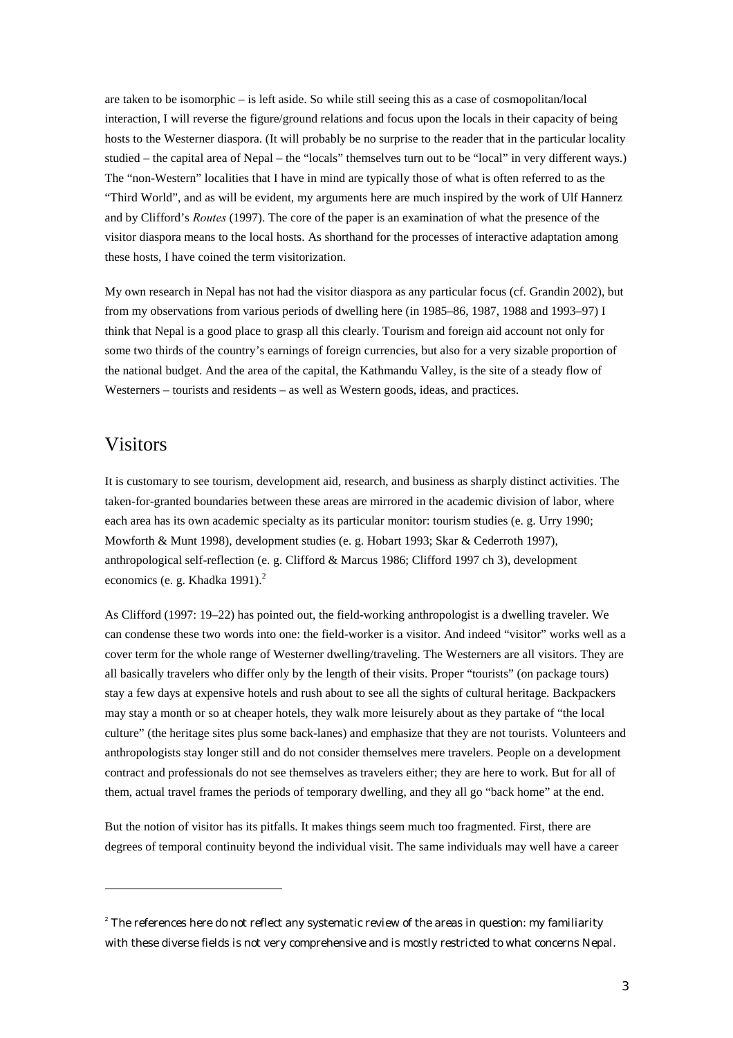are taken to be isomorphic – is left aside. So while still seeing this as a case of cosmopolitan/local interaction, I will reverse the figure/ground relations and focus upon the locals in their capacity of being hosts to the Westerner diaspora. (It will probably be no surprise to the reader that in the particular locality studied – the capital area of Nepal – the "locals" themselves turn out to be "local" in very different ways.) The "non-Western" localities that I have in mind are typically those of what is often referred to as the "Third World", and as will be evident, my arguments here are much inspired by the work of Ulf Hannerz and by Clifford's *Routes* (1997). The core of the paper is an examination of what the presence of the visitor diaspora means to the local hosts. As shorthand for the processes of interactive adaptation among these hosts, I have coined the term visitorization.

My own research in Nepal has not had the visitor diaspora as any particular focus (cf. Grandin 2002), but from my observations from various periods of dwelling here (in 1985–86, 1987, 1988 and 1993–97) I think that Nepal is a good place to grasp all this clearly. Tourism and foreign aid account not only for some two thirds of the country's earnings of foreign currencies, but also for a very sizable proportion of the national budget. And the area of the capital, the Kathmandu Valley, is the site of a steady flow of Westerners – tourists and residents – as well as Western goods, ideas, and practices.

## Visitors

It is customary to see tourism, development aid, research, and business as sharply distinct activities. The taken-for-granted boundaries between these areas are mirrored in the academic division of labor, where each area has its own academic specialty as its particular monitor: tourism studies (e. g. Urry 1990; Mowforth & Munt 1998), development studies (e. g. Hobart 1993; Skar & Cederroth 1997), anthropological self-reflection (e. g. Clifford & Marcus 1986; Clifford 1997 ch 3), development economics (e. g. Khadka 1991).[2]

As Clifford (1997: 19–22) has pointed out, the field-working anthropologist is a dwelling traveler. We can condense these two words into one: the field-worker is a visitor. And indeed "visitor" works well as a cover term for the whole range of Westerner dwelling/traveling. The Westerners are all visitors. They are all basically travelers who differ only by the length of their visits. Proper "tourists" (on package tours) stay a few days at expensive hotels and rush about to see all the sights of cultural heritage. Backpackers may stay a month or so at cheaper hotels, they walk more leisurely about as they partake of "the local culture" (the heritage sites plus some back-lanes) and emphasize that they are not tourists. Volunteers and anthropologists stay longer still and do not consider themselves mere travelers. People on a development contract and professionals do not see themselves as travelers either; they are here to work. But for all of them, actual travel frames the periods of temporary dwelling, and they all go "back home" at the end.

But the notion of visitor has its pitfalls. It makes things seem much too fragmented. First, there are degrees of temporal continuity beyond the individual visit. The same individuals may well have a career

---

[2] The references here do not reflect any systematic review of the areas in question: my familiarity with these diverse fields is not very comprehensive and is mostly restricted to what concerns Nepal.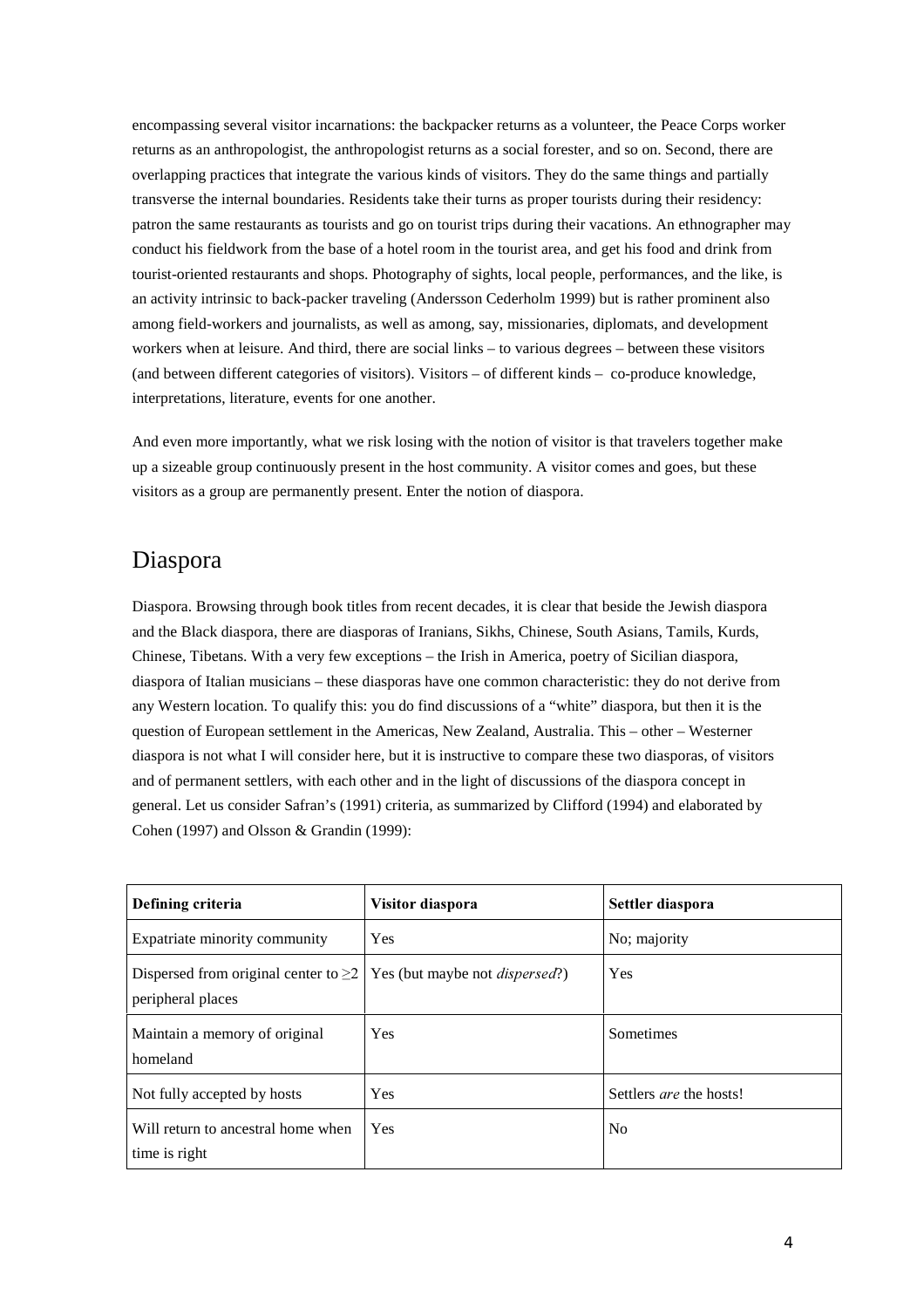encompassing several visitor incarnations: the backpacker returns as a volunteer, the Peace Corps worker returns as an anthropologist, the anthropologist returns as a social forester, and so on. Second, there are overlapping practices that integrate the various kinds of visitors. They do the same things and partially transverse the internal boundaries. Residents take their turns as proper tourists during their residency: patron the same restaurants as tourists and go on tourist trips during their vacations. An ethnographer may conduct his fieldwork from the base of a hotel room in the tourist area, and get his food and drink from tourist-oriented restaurants and shops. Photography of sights, local people, performances, and the like, is an activity intrinsic to back-packer traveling (Andersson Cederholm 1999) but is rather prominent also among field-workers and journalists, as well as among, say, missionaries, diplomats, and development workers when at leisure. And third, there are social links – to various degrees – between these visitors (and between different categories of visitors). Visitors – of different kinds – co-produce knowledge, interpretations, literature, events for one another.

And even more importantly, what we risk losing with the notion of visitor is that travelers together make up a sizeable group continuously present in the host community. A visitor comes and goes, but these visitors as a group are permanently present. Enter the notion of diaspora.

## Diaspora

Diaspora. Browsing through book titles from recent decades, it is clear that beside the Jewish diaspora and the Black diaspora, there are diasporas of Iranians, Sikhs, Chinese, South Asians, Tamils, Kurds, Chinese, Tibetans. With a very few exceptions – the Irish in America, poetry of Sicilian diaspora, diaspora of Italian musicians – these diasporas have one common characteristic: they do not derive from any Western location. To qualify this: you do find discussions of a "white" diaspora, but then it is the question of European settlement in the Americas, New Zealand, Australia. This – other – Westerner diaspora is not what I will consider here, but it is instructive to compare these two diasporas, of visitors and of permanent settlers, with each other and in the light of discussions of the diaspora concept in general. Let us consider Safran's (1991) criteria, as summarized by Clifford (1994) and elaborated by Cohen (1997) and Olsson & Grandin (1999):

| **Defining criteria** | **Visitor diaspora** | **Settler diaspora** |
| --- | --- | --- |
| Expatriate minority community | Yes | No; majority |
| Dispersed from original center to $\geq 2$ peripheral places | Yes (but maybe not *dispersed*?) | Yes |
| Maintain a memory of original homeland | Yes | Sometimes |
| Not fully accepted by hosts | Yes | Settlers *are* the hosts! |
| Will return to ancestral home when time is right | Yes | No |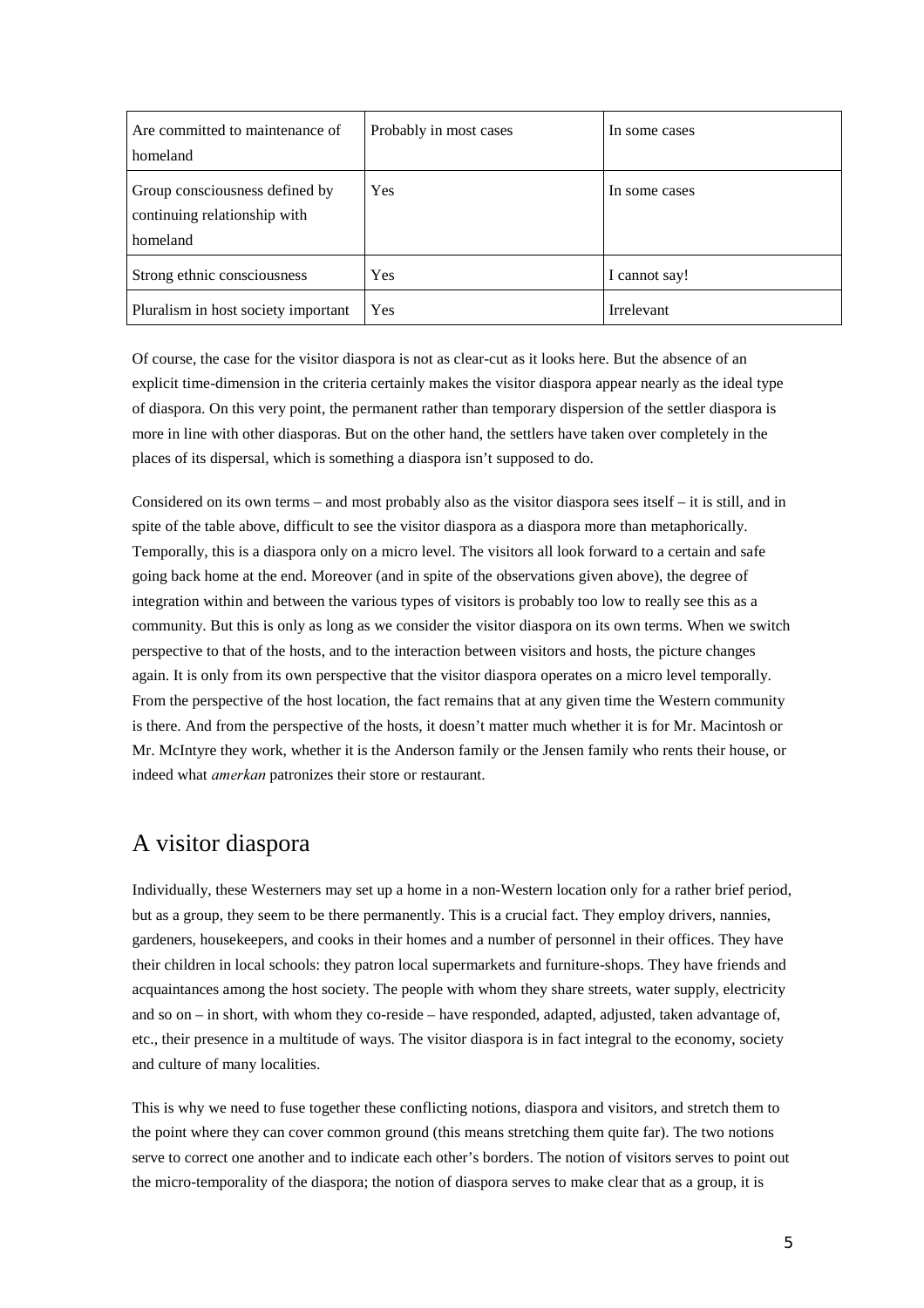| | | |
|---|---|---|
| Are committed to maintenance of homeland | Probably in most cases | In some cases |
| Group consciousness defined by continuing relationship with homeland | Yes | In some cases |
| Strong ethnic consciousness | Yes | I cannot say! |
| Pluralism in host society important | Yes | Irrelevant |

Of course, the case for the visitor diaspora is not as clear-cut as it looks here. But the absence of an explicit time-dimension in the criteria certainly makes the visitor diaspora appear nearly as the ideal type of diaspora. On this very point, the permanent rather than temporary dispersion of the settler diaspora is more in line with other diasporas. But on the other hand, the settlers have taken over completely in the places of its dispersal, which is something a diaspora isn't supposed to do.

Considered on its own terms – and most probably also as the visitor diaspora sees itself – it is still, and in spite of the table above, difficult to see the visitor diaspora as a diaspora more than metaphorically. Temporally, this is a diaspora only on a micro level. The visitors all look forward to a certain and safe going back home at the end. Moreover (and in spite of the observations given above), the degree of integration within and between the various types of visitors is probably too low to really see this as a community. But this is only as long as we consider the visitor diaspora on its own terms. When we switch perspective to that of the hosts, and to the interaction between visitors and hosts, the picture changes again. It is only from its own perspective that the visitor diaspora operates on a micro level temporally. From the perspective of the host location, the fact remains that at any given time the Western community is there. And from the perspective of the hosts, it doesn't matter much whether it is for Mr. Macintosh or Mr. McIntyre they work, whether it is the Anderson family or the Jensen family who rents their house, or indeed what *amerkan* patronizes their store or restaurant.

## A visitor diaspora

Individually, these Westerners may set up a home in a non-Western location only for a rather brief period, but as a group, they seem to be there permanently. This is a crucial fact. They employ drivers, nannies, gardeners, housekeepers, and cooks in their homes and a number of personnel in their offices. They have their children in local schools: they patron local supermarkets and furniture-shops. They have friends and acquaintances among the host society. The people with whom they share streets, water supply, electricity and so on – in short, with whom they co-reside – have responded, adapted, adjusted, taken advantage of, etc., their presence in a multitude of ways. The visitor diaspora is in fact integral to the economy, society and culture of many localities.

This is why we need to fuse together these conflicting notions, diaspora and visitors, and stretch them to the point where they can cover common ground (this means stretching them quite far). The two notions serve to correct one another and to indicate each other's borders. The notion of visitors serves to point out the micro-temporality of the diaspora; the notion of diaspora serves to make clear that as a group, it is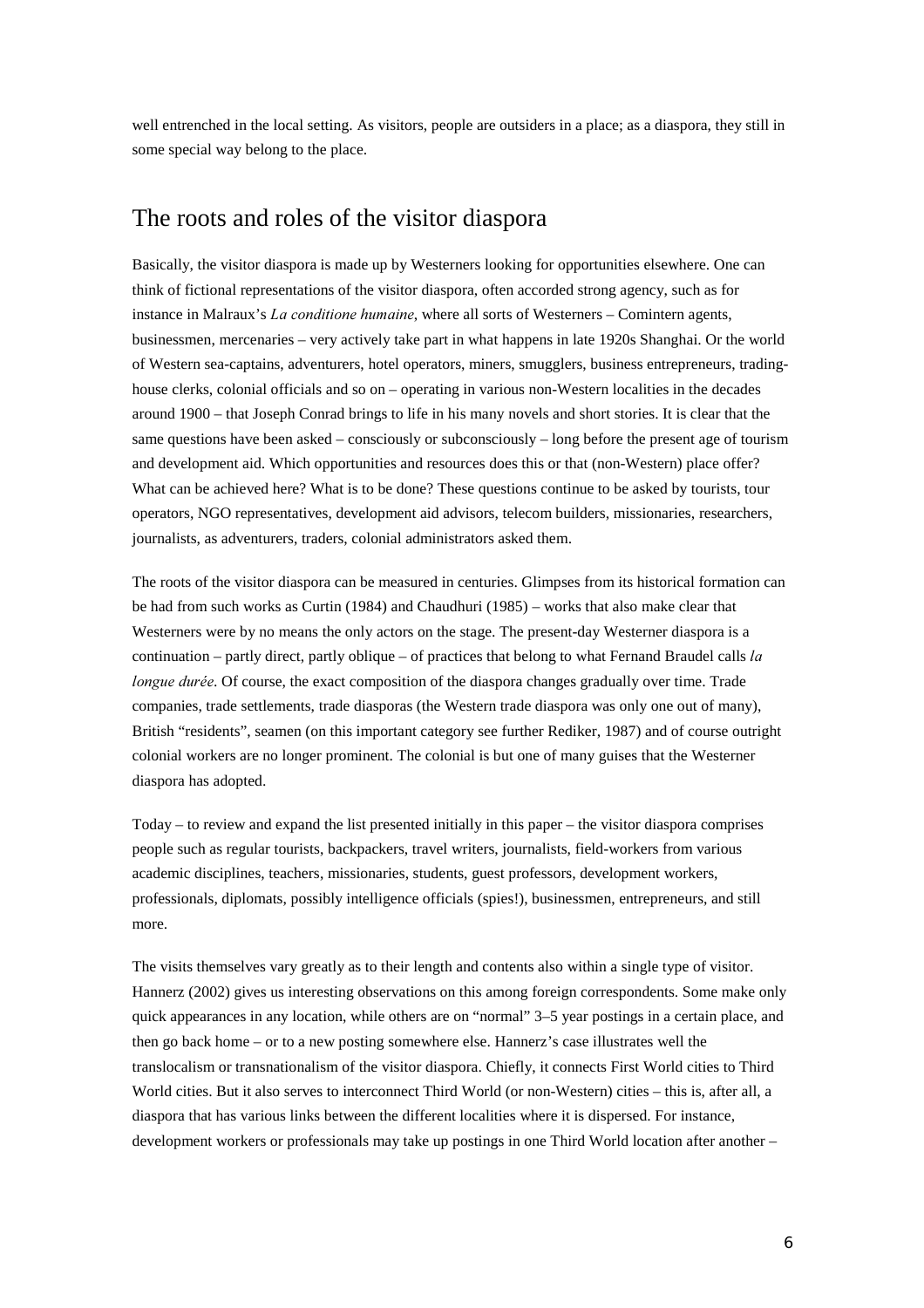well entrenched in the local setting. As visitors, people are outsiders in a place; as a diaspora, they still in some special way belong to the place.

## The roots and roles of the visitor diaspora

Basically, the visitor diaspora is made up by Westerners looking for opportunities elsewhere. One can think of fictional representations of the visitor diaspora, often accorded strong agency, such as for instance in Malraux's *La conditione humaine*, where all sorts of Westerners – Comintern agents, businessmen, mercenaries – very actively take part in what happens in late 1920s Shanghai. Or the world of Western sea-captains, adventurers, hotel operators, miners, smugglers, business entrepreneurs, trading-house clerks, colonial officials and so on – operating in various non-Western localities in the decades around 1900 – that Joseph Conrad brings to life in his many novels and short stories. It is clear that the same questions have been asked – consciously or subconsciously – long before the present age of tourism and development aid. Which opportunities and resources does this or that (non-Western) place offer? What can be achieved here? What is to be done? These questions continue to be asked by tourists, tour operators, NGO representatives, development aid advisors, telecom builders, missionaries, researchers, journalists, as adventurers, traders, colonial administrators asked them.

The roots of the visitor diaspora can be measured in centuries. Glimpses from its historical formation can be had from such works as Curtin (1984) and Chaudhuri (1985) – works that also make clear that Westerners were by no means the only actors on the stage. The present-day Westerner diaspora is a continuation – partly direct, partly oblique – of practices that belong to what Fernand Braudel calls *la longue durée*. Of course, the exact composition of the diaspora changes gradually over time. Trade companies, trade settlements, trade diasporas (the Western trade diaspora was only one out of many), British "residents", seamen (on this important category see further Rediker, 1987) and of course outright colonial workers are no longer prominent. The colonial is but one of many guises that the Westerner diaspora has adopted.

Today – to review and expand the list presented initially in this paper – the visitor diaspora comprises people such as regular tourists, backpackers, travel writers, journalists, field-workers from various academic disciplines, teachers, missionaries, students, guest professors, development workers, professionals, diplomats, possibly intelligence officials (spies!), businessmen, entrepreneurs, and still more.

The visits themselves vary greatly as to their length and contents also within a single type of visitor. Hannerz (2002) gives us interesting observations on this among foreign correspondents. Some make only quick appearances in any location, while others are on "normal" 3–5 year postings in a certain place, and then go back home – or to a new posting somewhere else. Hannerz's case illustrates well the translocalism or transnationalism of the visitor diaspora. Chiefly, it connects First World cities to Third World cities. But it also serves to interconnect Third World (or non-Western) cities – this is, after all, a diaspora that has various links between the different localities where it is dispersed. For instance, development workers or professionals may take up postings in one Third World location after another –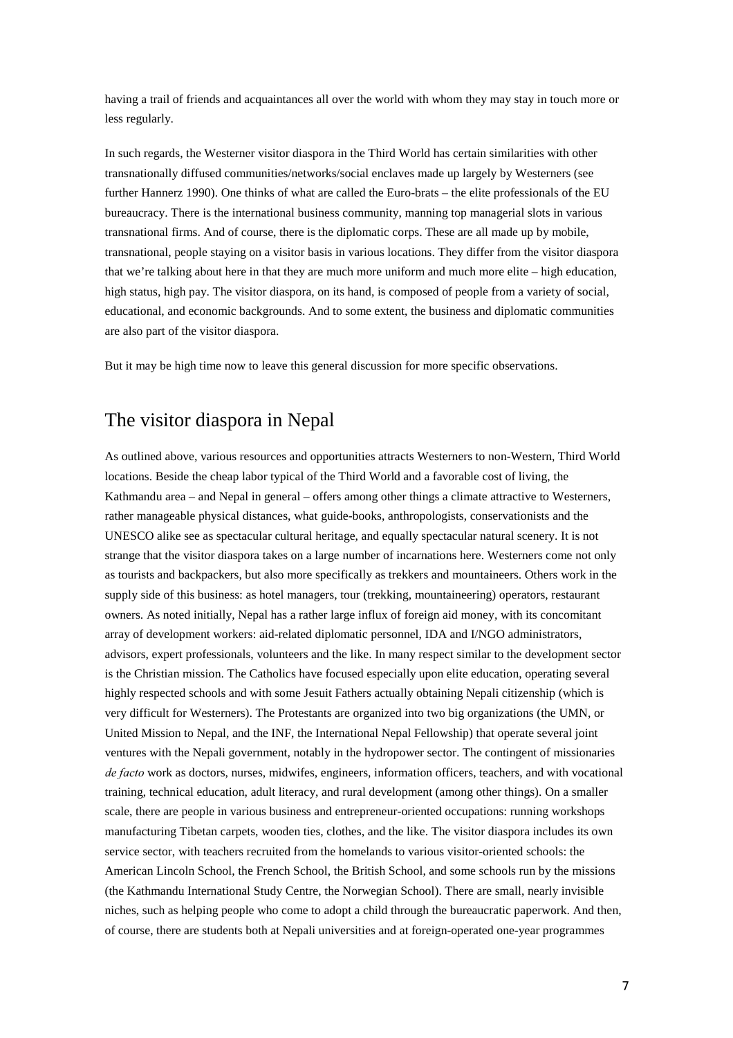having a trail of friends and acquaintances all over the world with whom they may stay in touch more or less regularly.

In such regards, the Westerner visitor diaspora in the Third World has certain similarities with other transnationally diffused communities/networks/social enclaves made up largely by Westerners (see further Hannerz 1990). One thinks of what are called the Euro-brats – the elite professionals of the EU bureaucracy. There is the international business community, manning top managerial slots in various transnational firms. And of course, there is the diplomatic corps. These are all made up by mobile, transnational, people staying on a visitor basis in various locations. They differ from the visitor diaspora that we're talking about here in that they are much more uniform and much more elite – high education, high status, high pay. The visitor diaspora, on its hand, is composed of people from a variety of social, educational, and economic backgrounds. And to some extent, the business and diplomatic communities are also part of the visitor diaspora.

But it may be high time now to leave this general discussion for more specific observations.

## The visitor diaspora in Nepal

As outlined above, various resources and opportunities attracts Westerners to non-Western, Third World locations. Beside the cheap labor typical of the Third World and a favorable cost of living, the Kathmandu area – and Nepal in general – offers among other things a climate attractive to Westerners, rather manageable physical distances, what guide-books, anthropologists, conservationists and the UNESCO alike see as spectacular cultural heritage, and equally spectacular natural scenery. It is not strange that the visitor diaspora takes on a large number of incarnations here. Westerners come not only as tourists and backpackers, but also more specifically as trekkers and mountaineers. Others work in the supply side of this business: as hotel managers, tour (trekking, mountaineering) operators, restaurant owners. As noted initially, Nepal has a rather large influx of foreign aid money, with its concomitant array of development workers: aid-related diplomatic personnel, IDA and I/NGO administrators, advisors, expert professionals, volunteers and the like. In many respect similar to the development sector is the Christian mission. The Catholics have focused especially upon elite education, operating several highly respected schools and with some Jesuit Fathers actually obtaining Nepali citizenship (which is very difficult for Westerners). The Protestants are organized into two big organizations (the UMN, or United Mission to Nepal, and the INF, the International Nepal Fellowship) that operate several joint ventures with the Nepali government, notably in the hydropower sector. The contingent of missionaries *de facto* work as doctors, nurses, midwifes, engineers, information officers, teachers, and with vocational training, technical education, adult literacy, and rural development (among other things). On a smaller scale, there are people in various business and entrepreneur-oriented occupations: running workshops manufacturing Tibetan carpets, wooden ties, clothes, and the like. The visitor diaspora includes its own service sector, with teachers recruited from the homelands to various visitor-oriented schools: the American Lincoln School, the French School, the British School, and some schools run by the missions (the Kathmandu International Study Centre, the Norwegian School). There are small, nearly invisible niches, such as helping people who come to adopt a child through the bureaucratic paperwork. And then, of course, there are students both at Nepali universities and at foreign-operated one-year programmes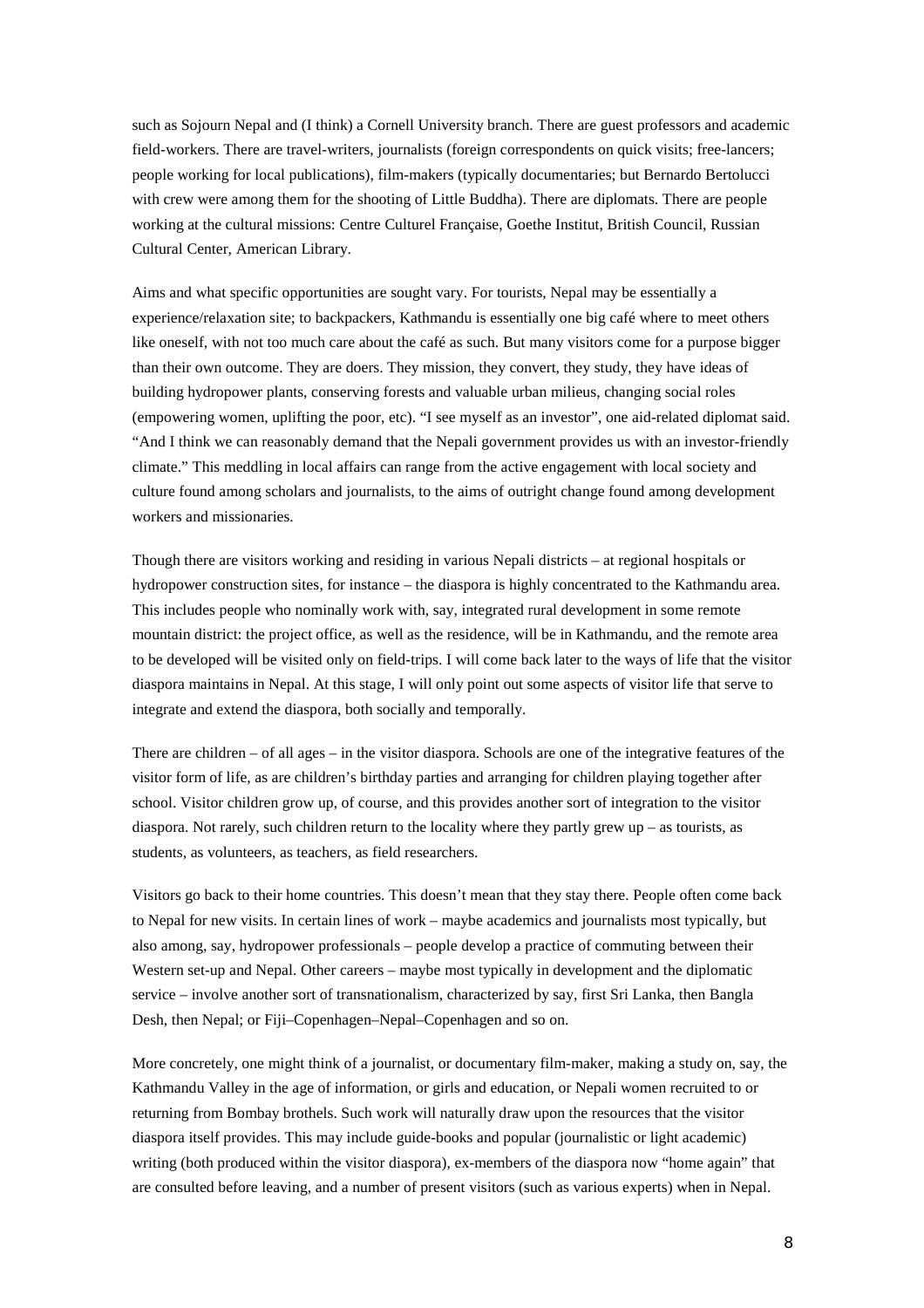such as Sojourn Nepal and (I think) a Cornell University branch. There are guest professors and academic field-workers. There are travel-writers, journalists (foreign correspondents on quick visits; free-lancers; people working for local publications), film-makers (typically documentaries; but Bernardo Bertolucci with crew were among them for the shooting of Little Buddha). There are diplomats. There are people working at the cultural missions: Centre Culturel Française, Goethe Institut, British Council, Russian Cultural Center, American Library.

Aims and what specific opportunities are sought vary. For tourists, Nepal may be essentially a experience/relaxation site; to backpackers, Kathmandu is essentially one big café where to meet others like oneself, with not too much care about the café as such. But many visitors come for a purpose bigger than their own outcome. They are doers. They mission, they convert, they study, they have ideas of building hydropower plants, conserving forests and valuable urban milieus, changing social roles (empowering women, uplifting the poor, etc). "I see myself as an investor", one aid-related diplomat said. "And I think we can reasonably demand that the Nepali government provides us with an investor-friendly climate." This meddling in local affairs can range from the active engagement with local society and culture found among scholars and journalists, to the aims of outright change found among development workers and missionaries.

Though there are visitors working and residing in various Nepali districts – at regional hospitals or hydropower construction sites, for instance – the diaspora is highly concentrated to the Kathmandu area. This includes people who nominally work with, say, integrated rural development in some remote mountain district: the project office, as well as the residence, will be in Kathmandu, and the remote area to be developed will be visited only on field-trips. I will come back later to the ways of life that the visitor diaspora maintains in Nepal. At this stage, I will only point out some aspects of visitor life that serve to integrate and extend the diaspora, both socially and temporally.

There are children – of all ages – in the visitor diaspora. Schools are one of the integrative features of the visitor form of life, as are children's birthday parties and arranging for children playing together after school. Visitor children grow up, of course, and this provides another sort of integration to the visitor diaspora. Not rarely, such children return to the locality where they partly grew up – as tourists, as students, as volunteers, as teachers, as field researchers.

Visitors go back to their home countries. This doesn't mean that they stay there. People often come back to Nepal for new visits. In certain lines of work – maybe academics and journalists most typically, but also among, say, hydropower professionals – people develop a practice of commuting between their Western set-up and Nepal. Other careers – maybe most typically in development and the diplomatic service – involve another sort of transnationalism, characterized by say, first Sri Lanka, then Bangla Desh, then Nepal; or Fiji–Copenhagen–Nepal–Copenhagen and so on.

More concretely, one might think of a journalist, or documentary film-maker, making a study on, say, the Kathmandu Valley in the age of information, or girls and education, or Nepali women recruited to or returning from Bombay brothels. Such work will naturally draw upon the resources that the visitor diaspora itself provides. This may include guide-books and popular (journalistic or light academic) writing (both produced within the visitor diaspora), ex-members of the diaspora now "home again" that are consulted before leaving, and a number of present visitors (such as various experts) when in Nepal.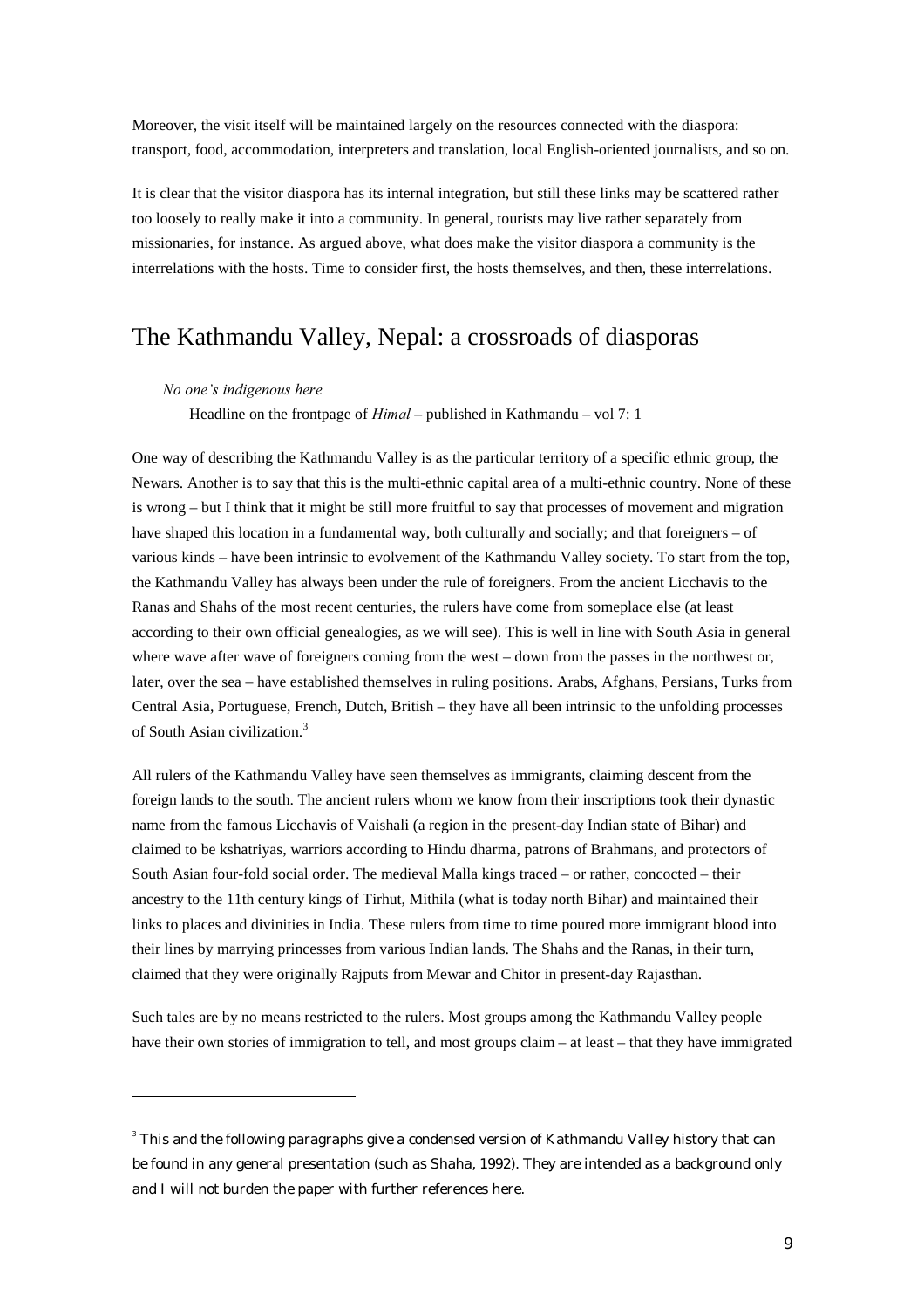Moreover, the visit itself will be maintained largely on the resources connected with the diaspora: transport, food, accommodation, interpreters and translation, local English-oriented journalists, and so on.

It is clear that the visitor diaspora has its internal integration, but still these links may be scattered rather too loosely to really make it into a community. In general, tourists may live rather separately from missionaries, for instance. As argued above, what does make the visitor diaspora a community is the interrelations with the hosts. Time to consider first, the hosts themselves, and then, these interrelations.

## The Kathmandu Valley, Nepal: a crossroads of diasporas

> *No one's indigenous here*
>
> Headline on the frontpage of *Himal* – published in Kathmandu – vol 7: 1

One way of describing the Kathmandu Valley is as the particular territory of a specific ethnic group, the Newars. Another is to say that this is the multi-ethnic capital area of a multi-ethnic country. None of these is wrong – but I think that it might be still more fruitful to say that processes of movement and migration have shaped this location in a fundamental way, both culturally and socially; and that foreigners – of various kinds – have been intrinsic to evolvement of the Kathmandu Valley society. To start from the top, the Kathmandu Valley has always been under the rule of foreigners. From the ancient Licchavis to the Ranas and Shahs of the most recent centuries, the rulers have come from someplace else (at least according to their own official genealogies, as we will see). This is well in line with South Asia in general where wave after wave of foreigners coming from the west – down from the passes in the northwest or, later, over the sea – have established themselves in ruling positions. Arabs, Afghans, Persians, Turks from Central Asia, Portuguese, French, Dutch, British – they have all been intrinsic to the unfolding processes of South Asian civilization.[3]

All rulers of the Kathmandu Valley have seen themselves as immigrants, claiming descent from the foreign lands to the south. The ancient rulers whom we know from their inscriptions took their dynastic name from the famous Licchavis of Vaishali (a region in the present-day Indian state of Bihar) and claimed to be kshatriyas, warriors according to Hindu dharma, patrons of Brahmans, and protectors of South Asian four-fold social order. The medieval Malla kings traced – or rather, concocted – their ancestry to the 11th century kings of Tirhut, Mithila (what is today north Bihar) and maintained their links to places and divinities in India. These rulers from time to time poured more immigrant blood into their lines by marrying princesses from various Indian lands. The Shahs and the Ranas, in their turn, claimed that they were originally Rajputs from Mewar and Chitor in present-day Rajasthan.

Such tales are by no means restricted to the rulers. Most groups among the Kathmandu Valley people have their own stories of immigration to tell, and most groups claim – at least – that they have immigrated

---

[3] This and the following paragraphs give a condensed version of Kathmandu Valley history that can be found in any general presentation (such as Shaha, 1992). They are intended as a background only and I will not burden the paper with further references here.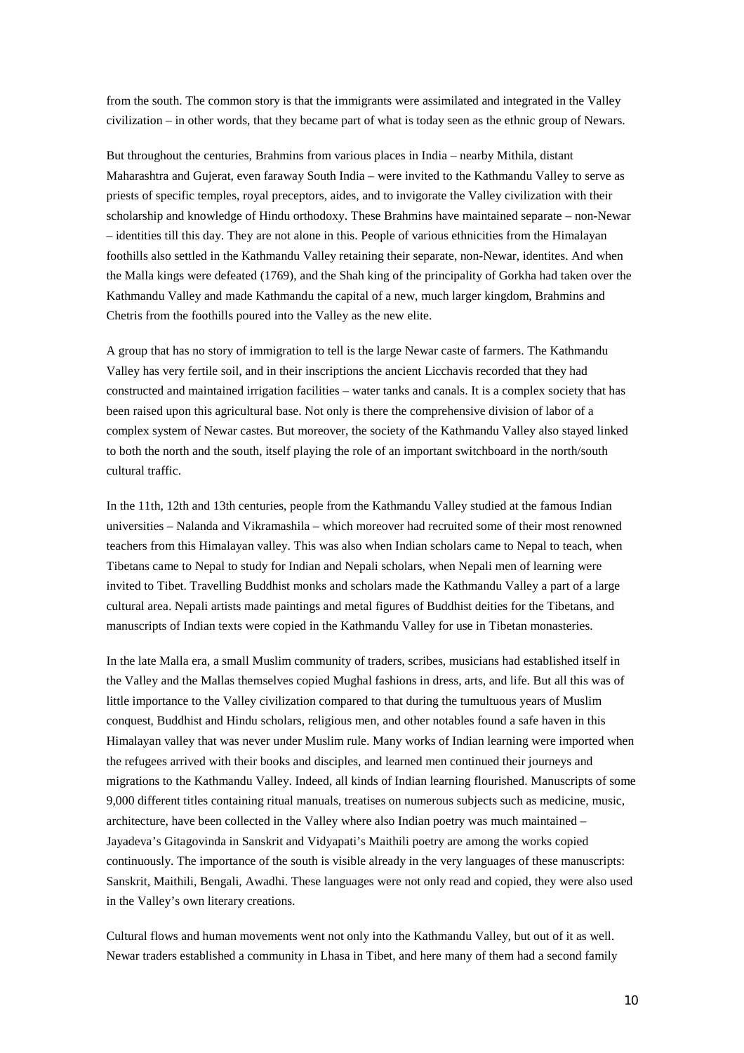from the south. The common story is that the immigrants were assimilated and integrated in the Valley civilization – in other words, that they became part of what is today seen as the ethnic group of Newars.

But throughout the centuries, Brahmins from various places in India – nearby Mithila, distant Maharashtra and Gujerat, even faraway South India – were invited to the Kathmandu Valley to serve as priests of specific temples, royal preceptors, aides, and to invigorate the Valley civilization with their scholarship and knowledge of Hindu orthodoxy. These Brahmins have maintained separate – non-Newar – identities till this day. They are not alone in this. People of various ethnicities from the Himalayan foothills also settled in the Kathmandu Valley retaining their separate, non-Newar, identites. And when the Malla kings were defeated (1769), and the Shah king of the principality of Gorkha had taken over the Kathmandu Valley and made Kathmandu the capital of a new, much larger kingdom, Brahmins and Chetris from the foothills poured into the Valley as the new elite.

A group that has no story of immigration to tell is the large Newar caste of farmers. The Kathmandu Valley has very fertile soil, and in their inscriptions the ancient Licchavis recorded that they had constructed and maintained irrigation facilities – water tanks and canals. It is a complex society that has been raised upon this agricultural base. Not only is there the comprehensive division of labor of a complex system of Newar castes. But moreover, the society of the Kathmandu Valley also stayed linked to both the north and the south, itself playing the role of an important switchboard in the north/south cultural traffic.

In the 11th, 12th and 13th centuries, people from the Kathmandu Valley studied at the famous Indian universities – Nalanda and Vikramashila – which moreover had recruited some of their most renowned teachers from this Himalayan valley. This was also when Indian scholars came to Nepal to teach, when Tibetans came to Nepal to study for Indian and Nepali scholars, when Nepali men of learning were invited to Tibet. Travelling Buddhist monks and scholars made the Kathmandu Valley a part of a large cultural area. Nepali artists made paintings and metal figures of Buddhist deities for the Tibetans, and manuscripts of Indian texts were copied in the Kathmandu Valley for use in Tibetan monasteries.

In the late Malla era, a small Muslim community of traders, scribes, musicians had established itself in the Valley and the Mallas themselves copied Mughal fashions in dress, arts, and life. But all this was of little importance to the Valley civilization compared to that during the tumultuous years of Muslim conquest, Buddhist and Hindu scholars, religious men, and other notables found a safe haven in this Himalayan valley that was never under Muslim rule. Many works of Indian learning were imported when the refugees arrived with their books and disciples, and learned men continued their journeys and migrations to the Kathmandu Valley. Indeed, all kinds of Indian learning flourished. Manuscripts of some 9,000 different titles containing ritual manuals, treatises on numerous subjects such as medicine, music, architecture, have been collected in the Valley where also Indian poetry was much maintained – Jayadeva's Gitagovinda in Sanskrit and Vidyapati's Maithili poetry are among the works copied continuously. The importance of the south is visible already in the very languages of these manuscripts: Sanskrit, Maithili, Bengali, Awadhi. These languages were not only read and copied, they were also used in the Valley's own literary creations.

Cultural flows and human movements went not only into the Kathmandu Valley, but out of it as well. Newar traders established a community in Lhasa in Tibet, and here many of them had a second family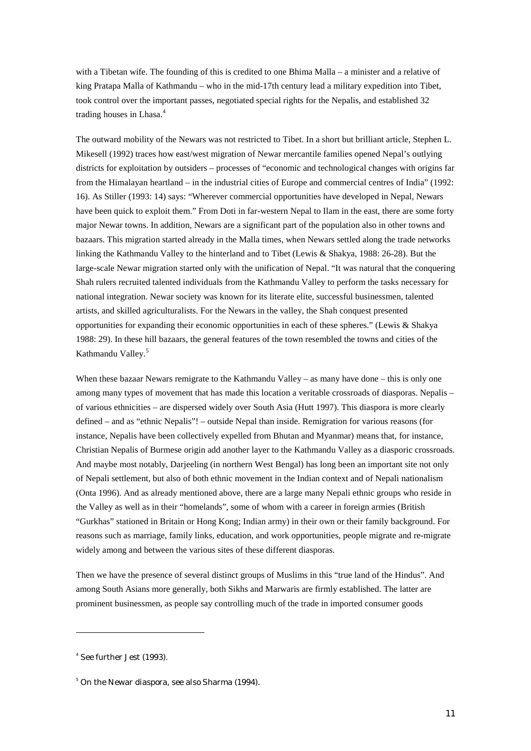with a Tibetan wife. The founding of this is credited to one Bhima Malla – a minister and a relative of king Pratapa Malla of Kathmandu – who in the mid-17th century lead a military expedition into Tibet, took control over the important passes, negotiated special rights for the Nepalis, and established 32 trading houses in Lhasa.[4]

The outward mobility of the Newars was not restricted to Tibet. In a short but brilliant article, Stephen L. Mikesell (1992) traces how east/west migration of Newar mercantile families opened Nepal's outlying districts for exploitation by outsiders – processes of "economic and technological changes with origins far from the Himalayan heartland – in the industrial cities of Europe and commercial centres of India" (1992: 16). As Stiller (1993: 14) says: "Wherever commercial opportunities have developed in Nepal, Newars have been quick to exploit them." From Doti in far-western Nepal to Ilam in the east, there are some forty major Newar towns. In addition, Newars are a significant part of the population also in other towns and bazaars. This migration started already in the Malla times, when Newars settled along the trade networks linking the Kathmandu Valley to the hinterland and to Tibet (Lewis & Shakya, 1988: 26-28). But the large-scale Newar migration started only with the unification of Nepal. "It was natural that the conquering Shah rulers recruited talented individuals from the Kathmandu Valley to perform the tasks necessary for national integration. Newar society was known for its literate elite, successful businessmen, talented artists, and skilled agriculturalists. For the Newars in the valley, the Shah conquest presented opportunities for expanding their economic opportunities in each of these spheres." (Lewis & Shakya 1988: 29). In these hill bazaars, the general features of the town resembled the towns and cities of the Kathmandu Valley.[5]

When these bazaar Newars remigrate to the Kathmandu Valley – as many have done – this is only one among many types of movement that has made this location a veritable crossroads of diasporas. Nepalis – of various ethnicities – are dispersed widely over South Asia (Hutt 1997). This diaspora is more clearly defined – and as "ethnic Nepalis"! – outside Nepal than inside. Remigration for various reasons (for instance, Nepalis have been collectively expelled from Bhutan and Myanmar) means that, for instance, Christian Nepalis of Burmese origin add another layer to the Kathmandu Valley as a diasporic crossroads. And maybe most notably, Darjeeling (in northern West Bengal) has long been an important site not only of Nepali settlement, but also of both ethnic movement in the Indian context and of Nepali nationalism (Onta 1996). And as already mentioned above, there are a large many Nepali ethnic groups who reside in the Valley as well as in their "homelands", some of whom with a career in foreign armies (British "Gurkhas" stationed in Britain or Hong Kong; Indian army) in their own or their family background. For reasons such as marriage, family links, education, and work opportunities, people migrate and re-migrate widely among and between the various sites of these different diasporas.

Then we have the presence of several distinct groups of Muslims in this "true land of the Hindus". And among South Asians more generally, both Sikhs and Marwaris are firmly established. The latter are prominent businessmen, as people say controlling much of the trade in imported consumer goods

---

[4] See further Jest (1993).

[5] On the Newar diaspora, see also Sharma (1994).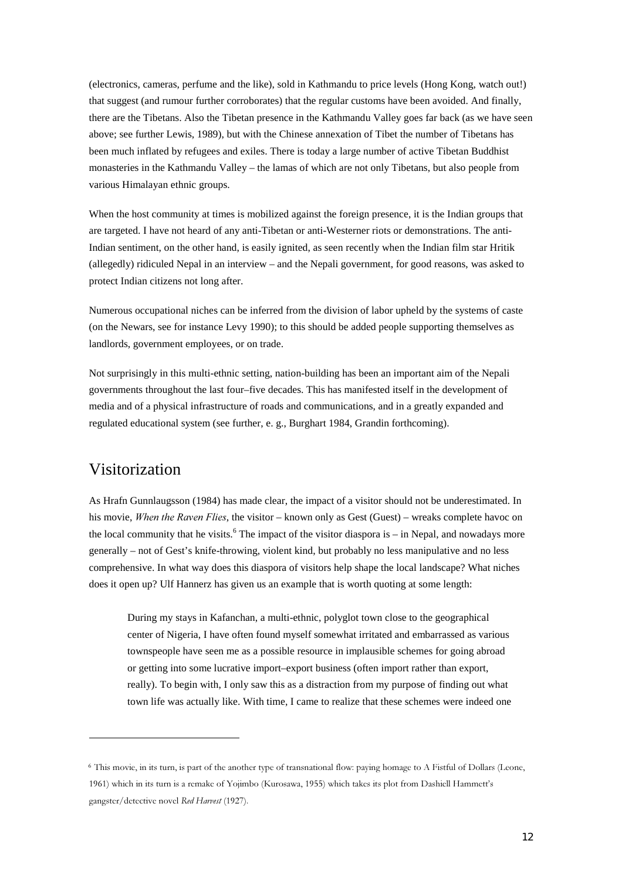(electronics, cameras, perfume and the like), sold in Kathmandu to price levels (Hong Kong, watch out!) that suggest (and rumour further corroborates) that the regular customs have been avoided. And finally, there are the Tibetans. Also the Tibetan presence in the Kathmandu Valley goes far back (as we have seen above; see further Lewis, 1989), but with the Chinese annexation of Tibet the number of Tibetans has been much inflated by refugees and exiles. There is today a large number of active Tibetan Buddhist monasteries in the Kathmandu Valley – the lamas of which are not only Tibetans, but also people from various Himalayan ethnic groups.

When the host community at times is mobilized against the foreign presence, it is the Indian groups that are targeted. I have not heard of any anti-Tibetan or anti-Westerner riots or demonstrations. The anti-Indian sentiment, on the other hand, is easily ignited, as seen recently when the Indian film star Hritik (allegedly) ridiculed Nepal in an interview – and the Nepali government, for good reasons, was asked to protect Indian citizens not long after.

Numerous occupational niches can be inferred from the division of labor upheld by the systems of caste (on the Newars, see for instance Levy 1990); to this should be added people supporting themselves as landlords, government employees, or on trade.

Not surprisingly in this multi-ethnic setting, nation-building has been an important aim of the Nepali governments throughout the last four–five decades. This has manifested itself in the development of media and of a physical infrastructure of roads and communications, and in a greatly expanded and regulated educational system (see further, e. g., Burghart 1984, Grandin forthcoming).

## Visitorization

As Hrafn Gunnlaugsson (1984) has made clear, the impact of a visitor should not be underestimated. In his movie, *When the Raven Flies*, the visitor – known only as Gest (Guest) – wreaks complete havoc on the local community that he visits.[6] The impact of the visitor diaspora is – in Nepal, and nowadays more generally – not of Gest's knife-throwing, violent kind, but probably no less manipulative and no less comprehensive. In what way does this diaspora of visitors help shape the local landscape? What niches does it open up? Ulf Hannerz has given us an example that is worth quoting at some length:

> During my stays in Kafanchan, a multi-ethnic, polyglot town close to the geographical center of Nigeria, I have often found myself somewhat irritated and embarrassed as various townspeople have seen me as a possible resource in implausible schemes for going abroad or getting into some lucrative import–export business (often import rather than export, really). To begin with, I only saw this as a distraction from my purpose of finding out what town life was actually like. With time, I came to realize that these schemes were indeed one

[6] This movie, in its turn, is part of the another type of transnational flow: paying homage to A Fistful of Dollars (Leone, 1961) which in its turn is a remake of Yojimbo (Kurosawa, 1955) which takes its plot from Dashiell Hammett's gangster/detective novel *Red Harvest* (1927).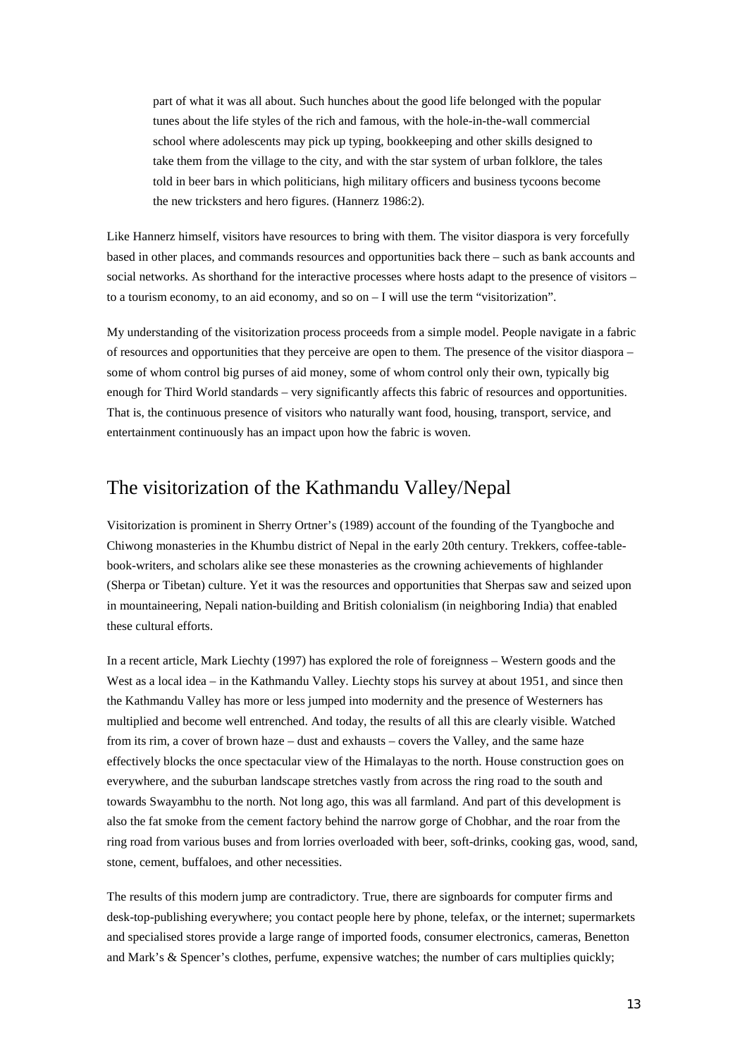> part of what it was all about. Such hunches about the good life belonged with the popular tunes about the life styles of the rich and famous, with the hole-in-the-wall commercial school where adolescents may pick up typing, bookkeeping and other skills designed to take them from the village to the city, and with the star system of urban folklore, the tales told in beer bars in which politicians, high military officers and business tycoons become the new tricksters and hero figures. (Hannerz 1986:2).

Like Hannerz himself, visitors have resources to bring with them. The visitor diaspora is very forcefully based in other places, and commands resources and opportunities back there – such as bank accounts and social networks. As shorthand for the interactive processes where hosts adapt to the presence of visitors – to a tourism economy, to an aid economy, and so on – I will use the term "visitorization".

My understanding of the visitorization process proceeds from a simple model. People navigate in a fabric of resources and opportunities that they perceive are open to them. The presence of the visitor diaspora – some of whom control big purses of aid money, some of whom control only their own, typically big enough for Third World standards – very significantly affects this fabric of resources and opportunities. That is, the continuous presence of visitors who naturally want food, housing, transport, service, and entertainment continuously has an impact upon how the fabric is woven.

## The visitorization of the Kathmandu Valley/Nepal

Visitorization is prominent in Sherry Ortner's (1989) account of the founding of the Tyangboche and Chiwong monasteries in the Khumbu district of Nepal in the early 20th century. Trekkers, coffee-table-book-writers, and scholars alike see these monasteries as the crowning achievements of highlander (Sherpa or Tibetan) culture. Yet it was the resources and opportunities that Sherpas saw and seized upon in mountaineering, Nepali nation-building and British colonialism (in neighboring India) that enabled these cultural efforts.

In a recent article, Mark Liechty (1997) has explored the role of foreignness – Western goods and the West as a local idea – in the Kathmandu Valley. Liechty stops his survey at about 1951, and since then the Kathmandu Valley has more or less jumped into modernity and the presence of Westerners has multiplied and become well entrenched. And today, the results of all this are clearly visible. Watched from its rim, a cover of brown haze – dust and exhausts – covers the Valley, and the same haze effectively blocks the once spectacular view of the Himalayas to the north. House construction goes on everywhere, and the suburban landscape stretches vastly from across the ring road to the south and towards Swayambhu to the north. Not long ago, this was all farmland. And part of this development is also the fat smoke from the cement factory behind the narrow gorge of Chobhar, and the roar from the ring road from various buses and from lorries overloaded with beer, soft-drinks, cooking gas, wood, sand, stone, cement, buffaloes, and other necessities.

The results of this modern jump are contradictory. True, there are signboards for computer firms and desk-top-publishing everywhere; you contact people here by phone, telefax, or the internet; supermarkets and specialised stores provide a large range of imported foods, consumer electronics, cameras, Benetton and Mark's & Spencer's clothes, perfume, expensive watches; the number of cars multiplies quickly;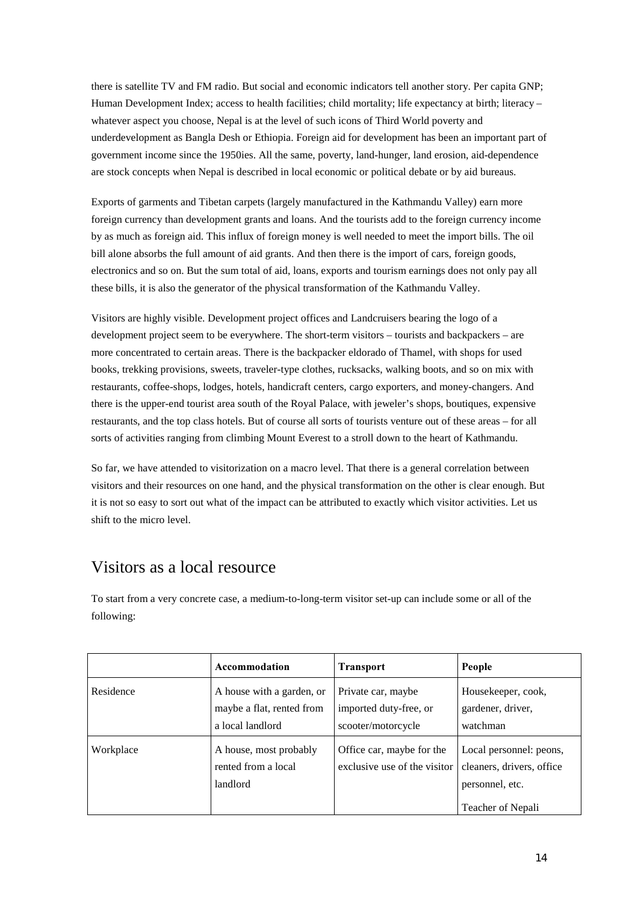there is satellite TV and FM radio. But social and economic indicators tell another story. Per capita GNP; Human Development Index; access to health facilities; child mortality; life expectancy at birth; literacy – whatever aspect you choose, Nepal is at the level of such icons of Third World poverty and underdevelopment as Bangla Desh or Ethiopia. Foreign aid for development has been an important part of government income since the 1950ies. All the same, poverty, land-hunger, land erosion, aid-dependence are stock concepts when Nepal is described in local economic or political debate or by aid bureaus.

Exports of garments and Tibetan carpets (largely manufactured in the Kathmandu Valley) earn more foreign currency than development grants and loans. And the tourists add to the foreign currency income by as much as foreign aid. This influx of foreign money is well needed to meet the import bills. The oil bill alone absorbs the full amount of aid grants. And then there is the import of cars, foreign goods, electronics and so on. But the sum total of aid, loans, exports and tourism earnings does not only pay all these bills, it is also the generator of the physical transformation of the Kathmandu Valley.

Visitors are highly visible. Development project offices and Landcruisers bearing the logo of a development project seem to be everywhere. The short-term visitors – tourists and backpackers – are more concentrated to certain areas. There is the backpacker eldorado of Thamel, with shops for used books, trekking provisions, sweets, traveler-type clothes, rucksacks, walking boots, and so on mix with restaurants, coffee-shops, lodges, hotels, handicraft centers, cargo exporters, and money-changers. And there is the upper-end tourist area south of the Royal Palace, with jeweler's shops, boutiques, expensive restaurants, and the top class hotels. But of course all sorts of tourists venture out of these areas – for all sorts of activities ranging from climbing Mount Everest to a stroll down to the heart of Kathmandu.

So far, we have attended to visitorization on a macro level. That there is a general correlation between visitors and their resources on one hand, and the physical transformation on the other is clear enough. But it is not so easy to sort out what of the impact can be attributed to exactly which visitor activities. Let us shift to the micro level.

## Visitors as a local resource

To start from a very concrete case, a medium-to-long-term visitor set-up can include some or all of the following:

| | **Accommodation** | **Transport** | **People** |
|---|---|---|---|
| Residence | A house with a garden, or maybe a flat, rented from a local landlord | Private car, maybe imported duty-free, or scooter/motorcycle | Housekeeper, cook, gardener, driver, watchman |
| Workplace | A house, most probably rented from a local landlord | Office car, maybe for the exclusive use of the visitor | Local personnel: peons, cleaners, drivers, office personnel, etc.<br>Teacher of Nepali |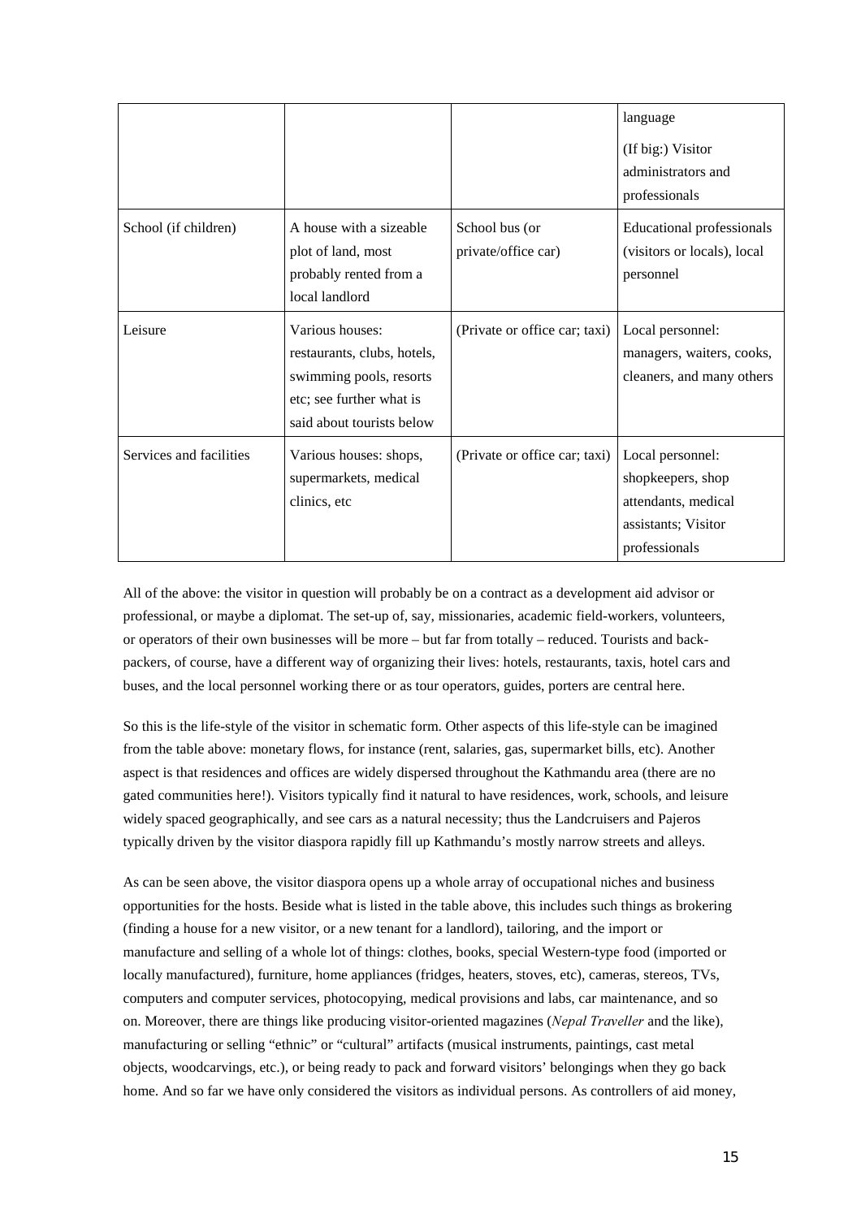| | | | |
|---|---|---|---|
| | | | language<br><br>(If big:) Visitor administrators and professionals |
| School (if children) | A house with a sizeable plot of land, most probably rented from a local landlord | School bus (or private/office car) | Educational professionals (visitors or locals), local personnel |
| Leisure | Various houses: restaurants, clubs, hotels, swimming pools, resorts etc; see further what is said about tourists below | (Private or office car; taxi) | Local personnel: managers, waiters, cooks, cleaners, and many others |
| Services and facilities | Various houses: shops, supermarkets, medical clinics, etc | (Private or office car; taxi) | Local personnel: shopkeepers, shop attendants, medical assistants; Visitor professionals |

All of the above: the visitor in question will probably be on a contract as a development aid advisor or professional, or maybe a diplomat. The set-up of, say, missionaries, academic field-workers, volunteers, or operators of their own businesses will be more – but far from totally – reduced. Tourists and back-packers, of course, have a different way of organizing their lives: hotels, restaurants, taxis, hotel cars and buses, and the local personnel working there or as tour operators, guides, porters are central here.

So this is the life-style of the visitor in schematic form. Other aspects of this life-style can be imagined from the table above: monetary flows, for instance (rent, salaries, gas, supermarket bills, etc). Another aspect is that residences and offices are widely dispersed throughout the Kathmandu area (there are no gated communities here!). Visitors typically find it natural to have residences, work, schools, and leisure widely spaced geographically, and see cars as a natural necessity; thus the Landcruisers and Pajeros typically driven by the visitor diaspora rapidly fill up Kathmandu's mostly narrow streets and alleys.

As can be seen above, the visitor diaspora opens up a whole array of occupational niches and business opportunities for the hosts. Beside what is listed in the table above, this includes such things as brokering (finding a house for a new visitor, or a new tenant for a landlord), tailoring, and the import or manufacture and selling of a whole lot of things: clothes, books, special Western-type food (imported or locally manufactured), furniture, home appliances (fridges, heaters, stoves, etc), cameras, stereos, TVs, computers and computer services, photocopying, medical provisions and labs, car maintenance, and so on. Moreover, there are things like producing visitor-oriented magazines (*Nepal Traveller* and the like), manufacturing or selling "ethnic" or "cultural" artifacts (musical instruments, paintings, cast metal objects, woodcarvings, etc.), or being ready to pack and forward visitors' belongings when they go back home. And so far we have only considered the visitors as individual persons. As controllers of aid money,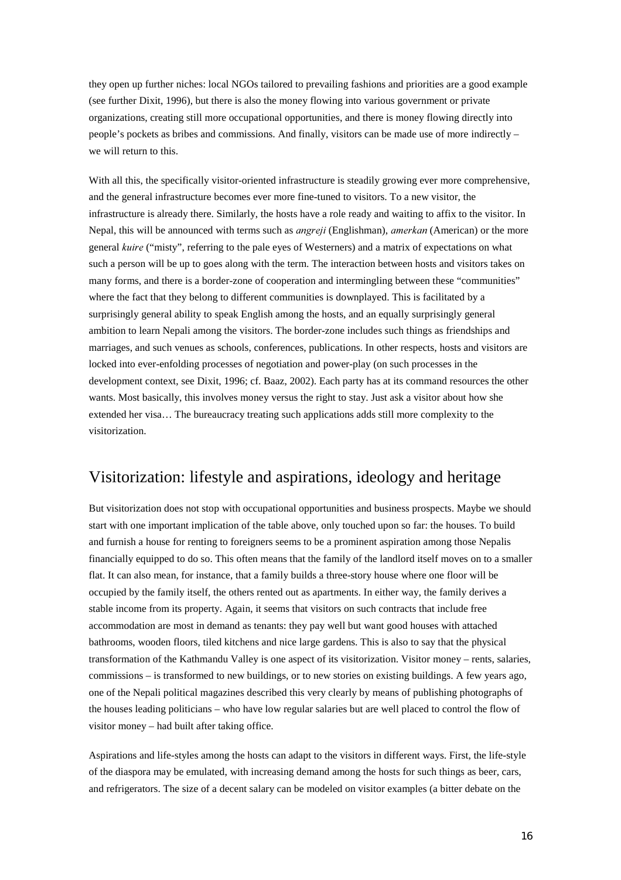they open up further niches: local NGOs tailored to prevailing fashions and priorities are a good example (see further Dixit, 1996), but there is also the money flowing into various government or private organizations, creating still more occupational opportunities, and there is money flowing directly into people's pockets as bribes and commissions. And finally, visitors can be made use of more indirectly – we will return to this.

With all this, the specifically visitor-oriented infrastructure is steadily growing ever more comprehensive, and the general infrastructure becomes ever more fine-tuned to visitors. To a new visitor, the infrastructure is already there. Similarly, the hosts have a role ready and waiting to affix to the visitor. In Nepal, this will be announced with terms such as *angreji* (Englishman), *amerkan* (American) or the more general *kuire* ("misty", referring to the pale eyes of Westerners) and a matrix of expectations on what such a person will be up to goes along with the term. The interaction between hosts and visitors takes on many forms, and there is a border-zone of cooperation and intermingling between these "communities" where the fact that they belong to different communities is downplayed. This is facilitated by a surprisingly general ability to speak English among the hosts, and an equally surprisingly general ambition to learn Nepali among the visitors. The border-zone includes such things as friendships and marriages, and such venues as schools, conferences, publications. In other respects, hosts and visitors are locked into ever-enfolding processes of negotiation and power-play (on such processes in the development context, see Dixit, 1996; cf. Baaz, 2002). Each party has at its command resources the other wants. Most basically, this involves money versus the right to stay. Just ask a visitor about how she extended her visa… The bureaucracy treating such applications adds still more complexity to the visitorization.

## Visitorization: lifestyle and aspirations, ideology and heritage

But visitorization does not stop with occupational opportunities and business prospects. Maybe we should start with one important implication of the table above, only touched upon so far: the houses. To build and furnish a house for renting to foreigners seems to be a prominent aspiration among those Nepalis financially equipped to do so. This often means that the family of the landlord itself moves on to a smaller flat. It can also mean, for instance, that a family builds a three-story house where one floor will be occupied by the family itself, the others rented out as apartments. In either way, the family derives a stable income from its property. Again, it seems that visitors on such contracts that include free accommodation are most in demand as tenants: they pay well but want good houses with attached bathrooms, wooden floors, tiled kitchens and nice large gardens. This is also to say that the physical transformation of the Kathmandu Valley is one aspect of its visitorization. Visitor money – rents, salaries, commissions – is transformed to new buildings, or to new stories on existing buildings. A few years ago, one of the Nepali political magazines described this very clearly by means of publishing photographs of the houses leading politicians – who have low regular salaries but are well placed to control the flow of visitor money – had built after taking office.

Aspirations and life-styles among the hosts can adapt to the visitors in different ways. First, the life-style of the diaspora may be emulated, with increasing demand among the hosts for such things as beer, cars, and refrigerators. The size of a decent salary can be modeled on visitor examples (a bitter debate on the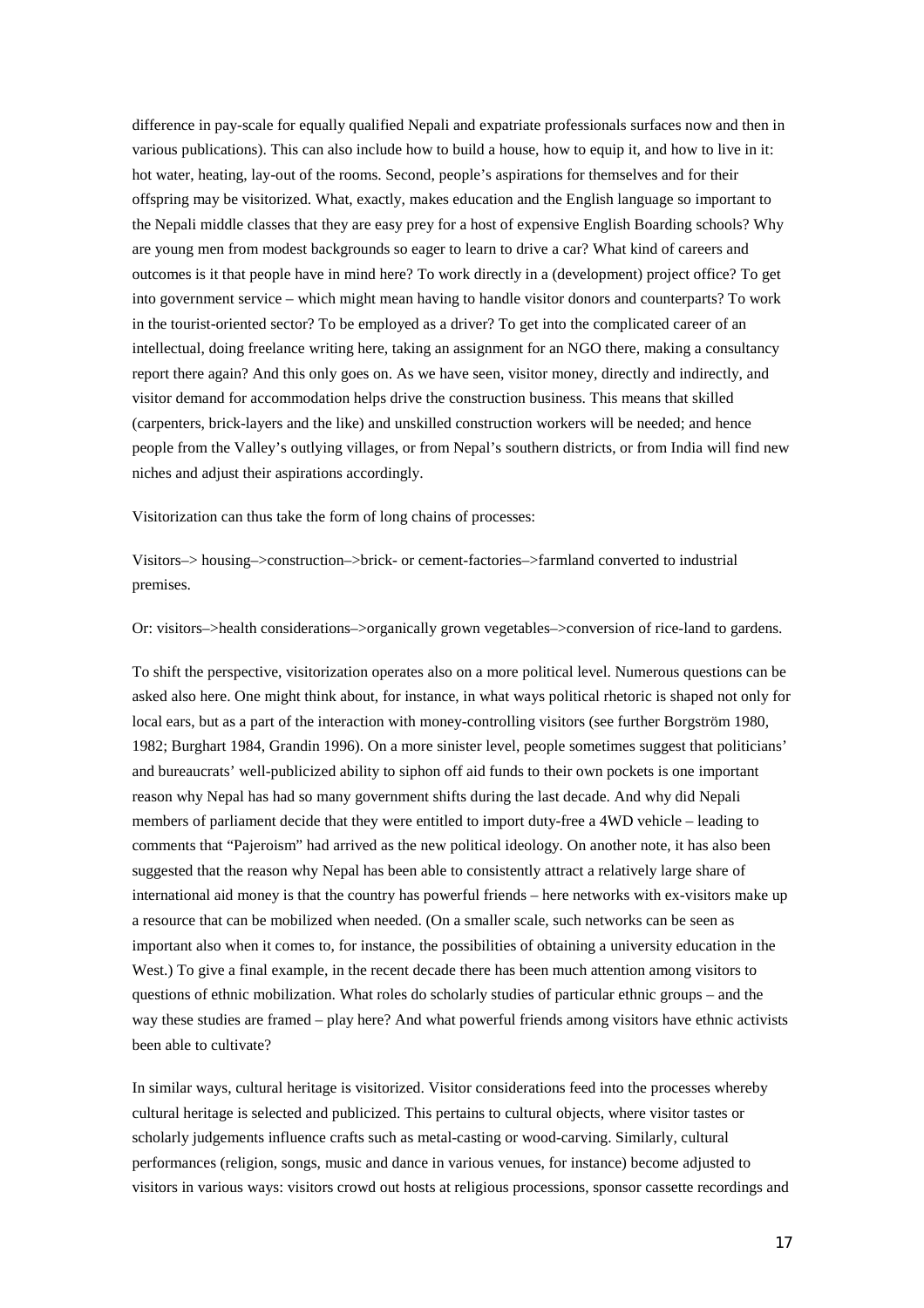difference in pay-scale for equally qualified Nepali and expatriate professionals surfaces now and then in various publications). This can also include how to build a house, how to equip it, and how to live in it: hot water, heating, lay-out of the rooms. Second, people's aspirations for themselves and for their offspring may be visitorized. What, exactly, makes education and the English language so important to the Nepali middle classes that they are easy prey for a host of expensive English Boarding schools? Why are young men from modest backgrounds so eager to learn to drive a car? What kind of careers and outcomes is it that people have in mind here? To work directly in a (development) project office? To get into government service – which might mean having to handle visitor donors and counterparts? To work in the tourist-oriented sector? To be employed as a driver? To get into the complicated career of an intellectual, doing freelance writing here, taking an assignment for an NGO there, making a consultancy report there again? And this only goes on. As we have seen, visitor money, directly and indirectly, and visitor demand for accommodation helps drive the construction business. This means that skilled (carpenters, brick-layers and the like) and unskilled construction workers will be needed; and hence people from the Valley's outlying villages, or from Nepal's southern districts, or from India will find new niches and adjust their aspirations accordingly.

Visitorization can thus take the form of long chains of processes:

Visitors–> housing–>construction–>brick- or cement-factories–>farmland converted to industrial premises.

Or: visitors–>health considerations–>organically grown vegetables–>conversion of rice-land to gardens.

To shift the perspective, visitorization operates also on a more political level. Numerous questions can be asked also here. One might think about, for instance, in what ways political rhetoric is shaped not only for local ears, but as a part of the interaction with money-controlling visitors (see further Borgström 1980, 1982; Burghart 1984, Grandin 1996). On a more sinister level, people sometimes suggest that politicians' and bureaucrats' well-publicized ability to siphon off aid funds to their own pockets is one important reason why Nepal has had so many government shifts during the last decade. And why did Nepali members of parliament decide that they were entitled to import duty-free a 4WD vehicle – leading to comments that "Pajeroism" had arrived as the new political ideology. On another note, it has also been suggested that the reason why Nepal has been able to consistently attract a relatively large share of international aid money is that the country has powerful friends – here networks with ex-visitors make up a resource that can be mobilized when needed. (On a smaller scale, such networks can be seen as important also when it comes to, for instance, the possibilities of obtaining a university education in the West.) To give a final example, in the recent decade there has been much attention among visitors to questions of ethnic mobilization. What roles do scholarly studies of particular ethnic groups – and the way these studies are framed – play here? And what powerful friends among visitors have ethnic activists been able to cultivate?

In similar ways, cultural heritage is visitorized. Visitor considerations feed into the processes whereby cultural heritage is selected and publicized. This pertains to cultural objects, where visitor tastes or scholarly judgements influence crafts such as metal-casting or wood-carving. Similarly, cultural performances (religion, songs, music and dance in various venues, for instance) become adjusted to visitors in various ways: visitors crowd out hosts at religious processions, sponsor cassette recordings and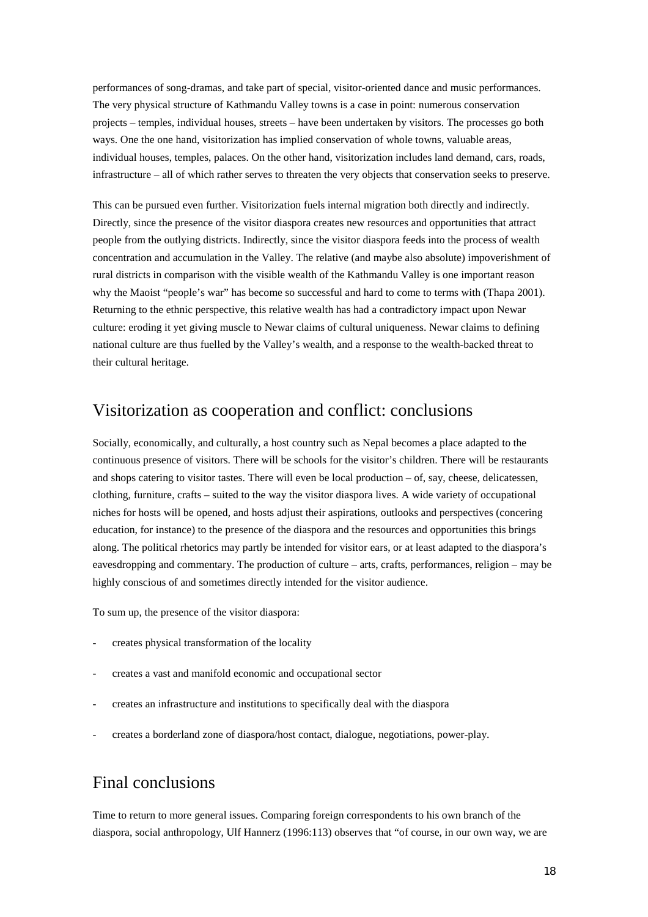performances of song-dramas, and take part of special, visitor-oriented dance and music performances. The very physical structure of Kathmandu Valley towns is a case in point: numerous conservation projects – temples, individual houses, streets – have been undertaken by visitors. The processes go both ways. One the one hand, visitorization has implied conservation of whole towns, valuable areas, individual houses, temples, palaces. On the other hand, visitorization includes land demand, cars, roads, infrastructure – all of which rather serves to threaten the very objects that conservation seeks to preserve.

This can be pursued even further. Visitorization fuels internal migration both directly and indirectly. Directly, since the presence of the visitor diaspora creates new resources and opportunities that attract people from the outlying districts. Indirectly, since the visitor diaspora feeds into the process of wealth concentration and accumulation in the Valley. The relative (and maybe also absolute) impoverishment of rural districts in comparison with the visible wealth of the Kathmandu Valley is one important reason why the Maoist "people's war" has become so successful and hard to come to terms with (Thapa 2001). Returning to the ethnic perspective, this relative wealth has had a contradictory impact upon Newar culture: eroding it yet giving muscle to Newar claims of cultural uniqueness. Newar claims to defining national culture are thus fuelled by the Valley's wealth, and a response to the wealth-backed threat to their cultural heritage.

## Visitorization as cooperation and conflict: conclusions

Socially, economically, and culturally, a host country such as Nepal becomes a place adapted to the continuous presence of visitors. There will be schools for the visitor's children. There will be restaurants and shops catering to visitor tastes. There will even be local production – of, say, cheese, delicatessen, clothing, furniture, crafts – suited to the way the visitor diaspora lives. A wide variety of occupational niches for hosts will be opened, and hosts adjust their aspirations, outlooks and perspectives (concering education, for instance) to the presence of the diaspora and the resources and opportunities this brings along. The political rhetorics may partly be intended for visitor ears, or at least adapted to the diaspora's eavesdropping and commentary. The production of culture – arts, crafts, performances, religion – may be highly conscious of and sometimes directly intended for the visitor audience.

To sum up, the presence of the visitor diaspora:

- creates physical transformation of the locality
- creates a vast and manifold economic and occupational sector
- creates an infrastructure and institutions to specifically deal with the diaspora
- creates a borderland zone of diaspora/host contact, dialogue, negotiations, power-play.

## Final conclusions

Time to return to more general issues. Comparing foreign correspondents to his own branch of the diaspora, social anthropology, Ulf Hannerz (1996:113) observes that "of course, in our own way, we are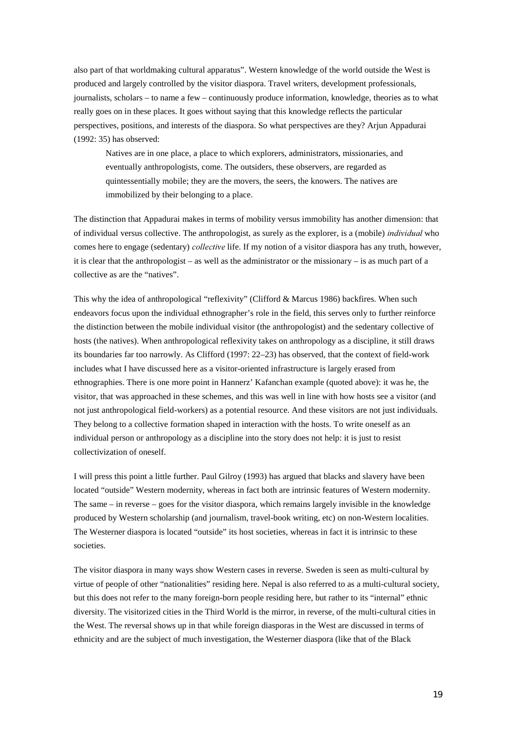also part of that worldmaking cultural apparatus". Western knowledge of the world outside the West is produced and largely controlled by the visitor diaspora. Travel writers, development professionals, journalists, scholars – to name a few – continuously produce information, knowledge, theories as to what really goes on in these places. It goes without saying that this knowledge reflects the particular perspectives, positions, and interests of the diaspora. So what perspectives are they? Arjun Appadurai (1992: 35) has observed:

> Natives are in one place, a place to which explorers, administrators, missionaries, and eventually anthropologists, come. The outsiders, these observers, are regarded as quintessentially mobile; they are the movers, the seers, the knowers. The natives are immobilized by their belonging to a place.

The distinction that Appadurai makes in terms of mobility versus immobility has another dimension: that of individual versus collective. The anthropologist, as surely as the explorer, is a (mobile) *individual* who comes here to engage (sedentary) *collective* life. If my notion of a visitor diaspora has any truth, however, it is clear that the anthropologist – as well as the administrator or the missionary – is as much part of a collective as are the "natives".

This why the idea of anthropological "reflexivity" (Clifford & Marcus 1986) backfires. When such endeavors focus upon the individual ethnographer's role in the field, this serves only to further reinforce the distinction between the mobile individual visitor (the anthropologist) and the sedentary collective of hosts (the natives). When anthropological reflexivity takes on anthropology as a discipline, it still draws its boundaries far too narrowly. As Clifford (1997: 22–23) has observed, that the context of field-work includes what I have discussed here as a visitor-oriented infrastructure is largely erased from ethnographies. There is one more point in Hannerz' Kafanchan example (quoted above): it was he, the visitor, that was approached in these schemes, and this was well in line with how hosts see a visitor (and not just anthropological field-workers) as a potential resource. And these visitors are not just individuals. They belong to a collective formation shaped in interaction with the hosts. To write oneself as an individual person or anthropology as a discipline into the story does not help: it is just to resist collectivization of oneself.

I will press this point a little further. Paul Gilroy (1993) has argued that blacks and slavery have been located "outside" Western modernity, whereas in fact both are intrinsic features of Western modernity. The same – in reverse – goes for the visitor diaspora, which remains largely invisible in the knowledge produced by Western scholarship (and journalism, travel-book writing, etc) on non-Western localities. The Westerner diaspora is located "outside" its host societies, whereas in fact it is intrinsic to these societies.

The visitor diaspora in many ways show Western cases in reverse. Sweden is seen as multi-cultural by virtue of people of other "nationalities" residing here. Nepal is also referred to as a multi-cultural society, but this does not refer to the many foreign-born people residing here, but rather to its "internal" ethnic diversity. The visitorized cities in the Third World is the mirror, in reverse, of the multi-cultural cities in the West. The reversal shows up in that while foreign diasporas in the West are discussed in terms of ethnicity and are the subject of much investigation, the Westerner diaspora (like that of the Black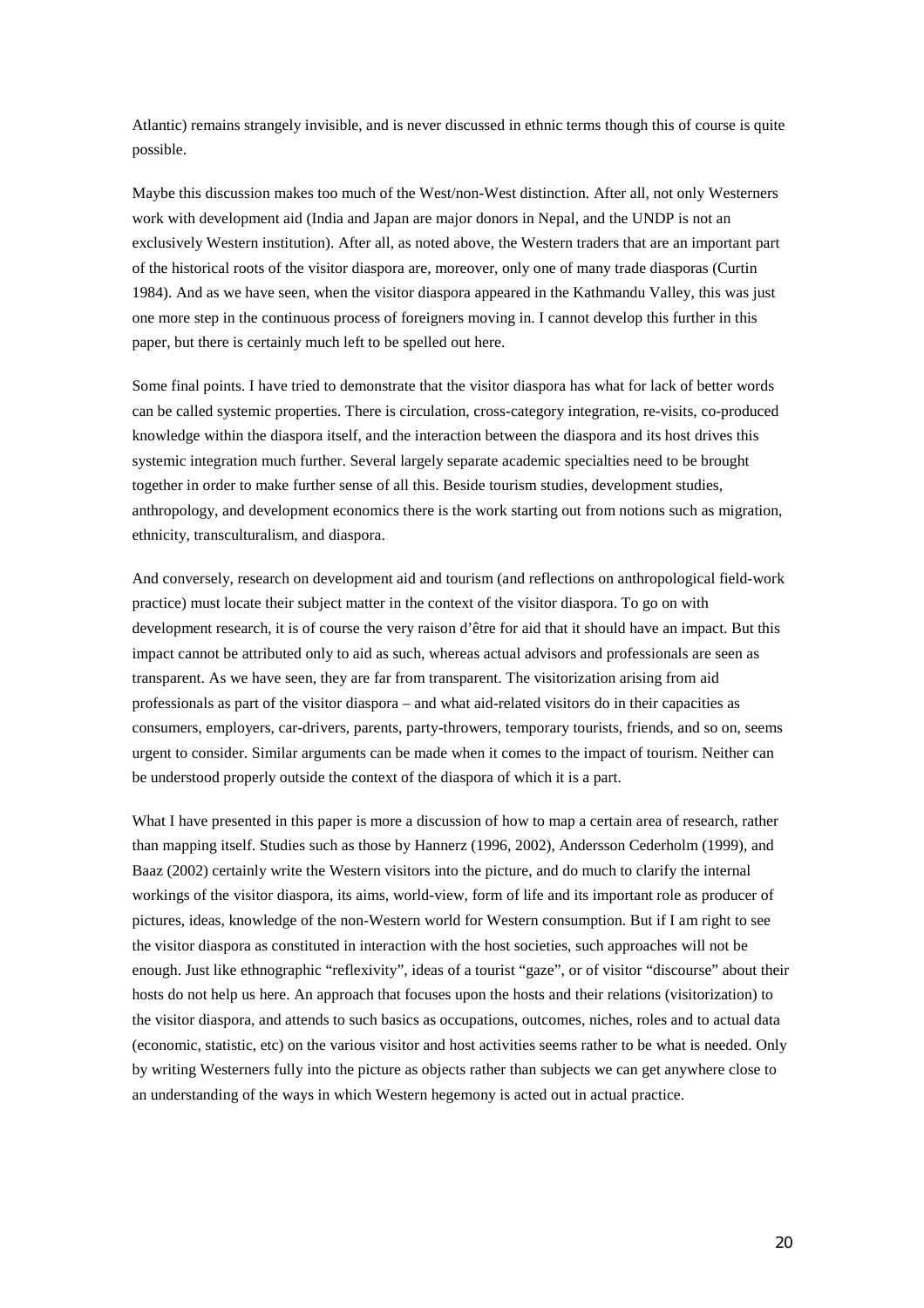Atlantic) remains strangely invisible, and is never discussed in ethnic terms though this of course is quite possible.

Maybe this discussion makes too much of the West/non-West distinction. After all, not only Westerners work with development aid (India and Japan are major donors in Nepal, and the UNDP is not an exclusively Western institution). After all, as noted above, the Western traders that are an important part of the historical roots of the visitor diaspora are, moreover, only one of many trade diasporas (Curtin 1984). And as we have seen, when the visitor diaspora appeared in the Kathmandu Valley, this was just one more step in the continuous process of foreigners moving in. I cannot develop this further in this paper, but there is certainly much left to be spelled out here.

Some final points. I have tried to demonstrate that the visitor diaspora has what for lack of better words can be called systemic properties. There is circulation, cross-category integration, re-visits, co-produced knowledge within the diaspora itself, and the interaction between the diaspora and its host drives this systemic integration much further. Several largely separate academic specialties need to be brought together in order to make further sense of all this. Beside tourism studies, development studies, anthropology, and development economics there is the work starting out from notions such as migration, ethnicity, transculturalism, and diaspora.

And conversely, research on development aid and tourism (and reflections on anthropological field-work practice) must locate their subject matter in the context of the visitor diaspora. To go on with development research, it is of course the very raison d'être for aid that it should have an impact. But this impact cannot be attributed only to aid as such, whereas actual advisors and professionals are seen as transparent. As we have seen, they are far from transparent. The visitorization arising from aid professionals as part of the visitor diaspora – and what aid-related visitors do in their capacities as consumers, employers, car-drivers, parents, party-throwers, temporary tourists, friends, and so on, seems urgent to consider. Similar arguments can be made when it comes to the impact of tourism. Neither can be understood properly outside the context of the diaspora of which it is a part.

What I have presented in this paper is more a discussion of how to map a certain area of research, rather than mapping itself. Studies such as those by Hannerz (1996, 2002), Andersson Cederholm (1999), and Baaz (2002) certainly write the Western visitors into the picture, and do much to clarify the internal workings of the visitor diaspora, its aims, world-view, form of life and its important role as producer of pictures, ideas, knowledge of the non-Western world for Western consumption. But if I am right to see the visitor diaspora as constituted in interaction with the host societies, such approaches will not be enough. Just like ethnographic "reflexivity", ideas of a tourist "gaze", or of visitor "discourse" about their hosts do not help us here. An approach that focuses upon the hosts and their relations (visitorization) to the visitor diaspora, and attends to such basics as occupations, outcomes, niches, roles and to actual data (economic, statistic, etc) on the various visitor and host activities seems rather to be what is needed. Only by writing Westerners fully into the picture as objects rather than subjects we can get anywhere close to an understanding of the ways in which Western hegemony is acted out in actual practice.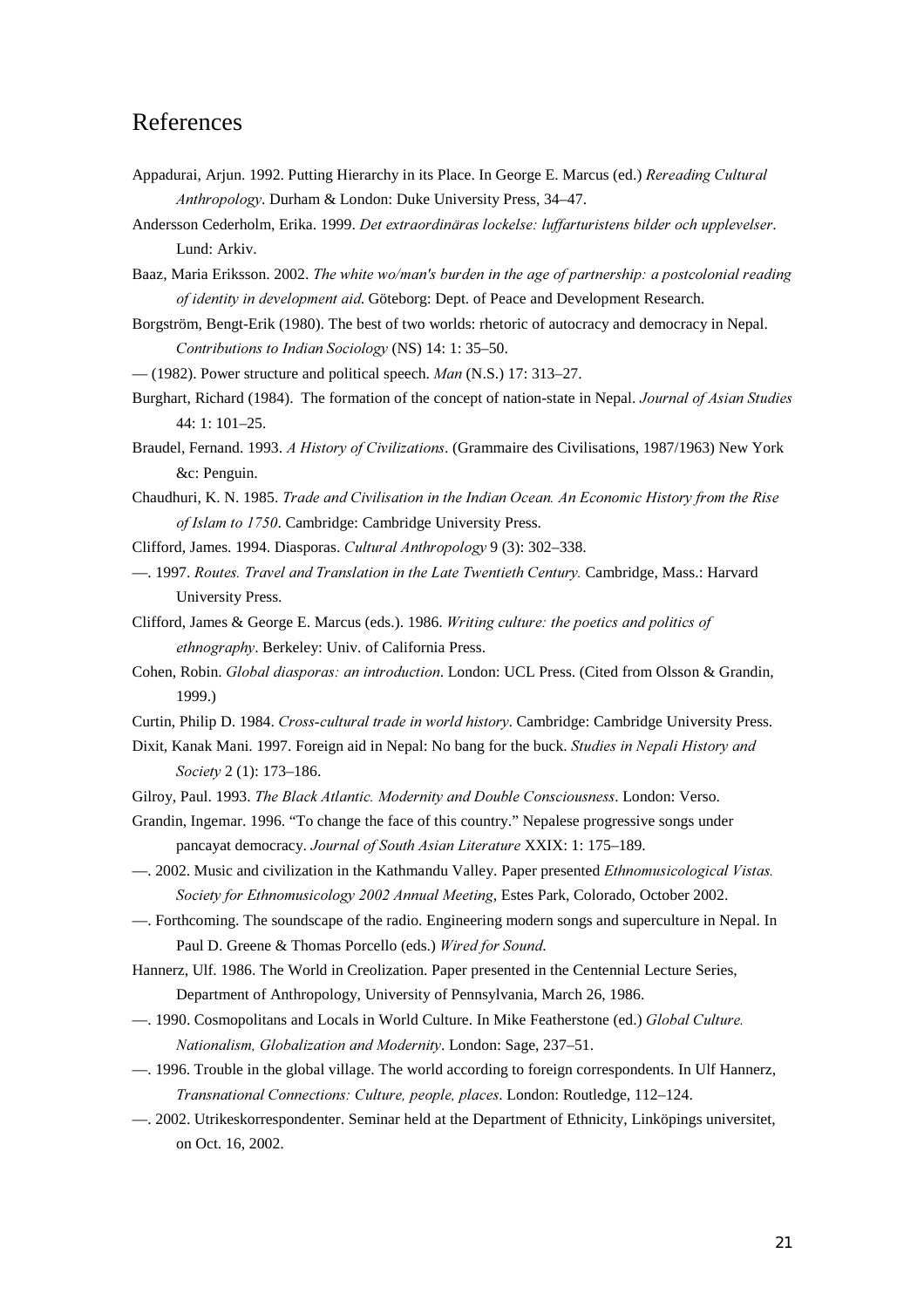## References

Appadurai, Arjun. 1992. Putting Hierarchy in its Place. In George E. Marcus (ed.) *Rereading Cultural Anthropology*. Durham & London: Duke University Press, 34–47.

Andersson Cederholm, Erika. 1999. *Det extraordinäras lockelse: luffarturistens bilder och upplevelser*. Lund: Arkiv.

Baaz, Maria Eriksson. 2002. *The white wo/man's burden in the age of partnership: a postcolonial reading of identity in development aid*. Göteborg: Dept. of Peace and Development Research.

Borgström, Bengt-Erik (1980). The best of two worlds: rhetoric of autocracy and democracy in Nepal. *Contributions to Indian Sociology* (NS) 14: 1: 35–50.

— (1982). Power structure and political speech. *Man* (N.S.) 17: 313–27.

Burghart, Richard (1984). The formation of the concept of nation-state in Nepal. *Journal of Asian Studies* 44: 1: 101–25.

Braudel, Fernand. 1993. *A History of Civilizations*. (Grammaire des Civilisations, 1987/1963) New York &c: Penguin.

Chaudhuri, K. N. 1985. *Trade and Civilisation in the Indian Ocean. An Economic History from the Rise of Islam to 1750*. Cambridge: Cambridge University Press.

Clifford, James. 1994. Diasporas. *Cultural Anthropology* 9 (3): 302–338.

—. 1997. *Routes. Travel and Translation in the Late Twentieth Century.* Cambridge, Mass.: Harvard University Press.

Clifford, James & George E. Marcus (eds.). 1986. *Writing culture: the poetics and politics of ethnography*. Berkeley: Univ. of California Press.

Cohen, Robin. *Global diasporas: an introduction*. London: UCL Press. (Cited from Olsson & Grandin, 1999.)

Curtin, Philip D. 1984. *Cross-cultural trade in world history*. Cambridge: Cambridge University Press.

Dixit, Kanak Mani. 1997. Foreign aid in Nepal: No bang for the buck. *Studies in Nepali History and Society* 2 (1): 173–186.

Gilroy, Paul. 1993. *The Black Atlantic. Modernity and Double Consciousness*. London: Verso.

Grandin, Ingemar. 1996. "To change the face of this country." Nepalese progressive songs under pancayat democracy. *Journal of South Asian Literature* XXIX: 1: 175–189.

—. 2002. Music and civilization in the Kathmandu Valley. Paper presented *Ethnomusicological Vistas. Society for Ethnomusicology 2002 Annual Meeting*, Estes Park, Colorado, October 2002.

—. Forthcoming. The soundscape of the radio. Engineering modern songs and superculture in Nepal. In Paul D. Greene & Thomas Porcello (eds.) *Wired for Sound*.

Hannerz, Ulf. 1986. The World in Creolization. Paper presented in the Centennial Lecture Series, Department of Anthropology, University of Pennsylvania, March 26, 1986.

—. 1990. Cosmopolitans and Locals in World Culture. In Mike Featherstone (ed.) *Global Culture. Nationalism, Globalization and Modernity*. London: Sage, 237–51.

—. 1996. Trouble in the global village. The world according to foreign correspondents. In Ulf Hannerz, *Transnational Connections: Culture, people, places*. London: Routledge, 112–124.

—. 2002. Utrikeskorrespondenter. Seminar held at the Department of Ethnicity, Linköpings universitet, on Oct. 16, 2002.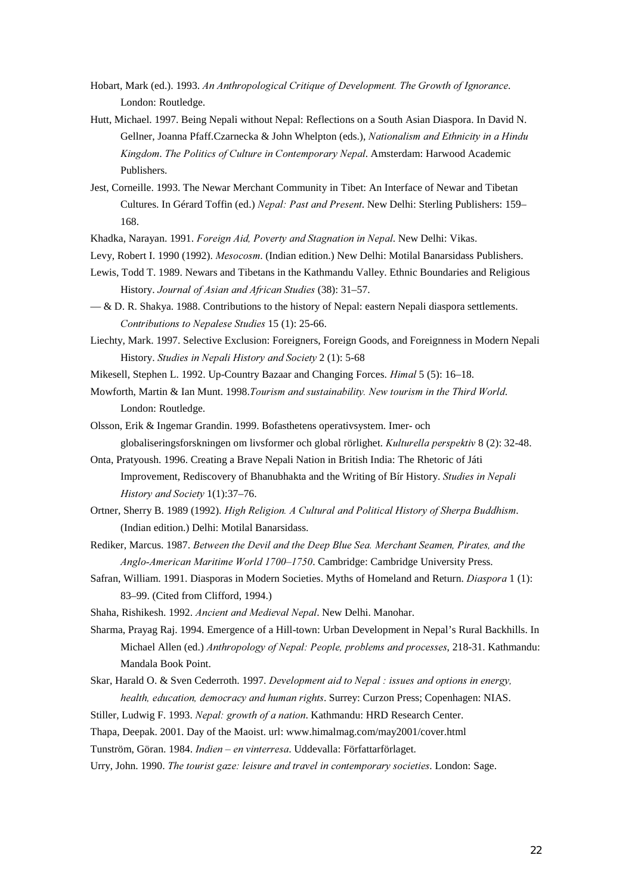Hobart, Mark (ed.). 1993. *An Anthropological Critique of Development. The Growth of Ignorance*. London: Routledge.

Hutt, Michael. 1997. Being Nepali without Nepal: Reflections on a South Asian Diaspora. In David N. Gellner, Joanna Pfaff.Czarnecka & John Whelpton (eds.), *Nationalism and Ethnicity in a Hindu Kingdom*. *The Politics of Culture in Contemporary Nepal*. Amsterdam: Harwood Academic Publishers.

Jest, Corneille. 1993. The Newar Merchant Community in Tibet: An Interface of Newar and Tibetan Cultures. In Gérard Toffin (ed.) *Nepal: Past and Present*. New Delhi: Sterling Publishers: 159–168.

Khadka, Narayan. 1991. *Foreign Aid, Poverty and Stagnation in Nepal*. New Delhi: Vikas.

Levy, Robert I. 1990 (1992). *Mesocosm*. (Indian edition.) New Delhi: Motilal Banarsidass Publishers.

Lewis, Todd T. 1989. Newars and Tibetans in the Kathmandu Valley. Ethnic Boundaries and Religious History. *Journal of Asian and African Studies* (38): 31–57.

— & D. R. Shakya. 1988. Contributions to the history of Nepal: eastern Nepali diaspora settlements. *Contributions to Nepalese Studies* 15 (1): 25-66.

Liechty, Mark. 1997. Selective Exclusion: Foreigners, Foreign Goods, and Foreignness in Modern Nepali History. *Studies in Nepali History and Society* 2 (1): 5-68

Mikesell, Stephen L. 1992. Up-Country Bazaar and Changing Forces. *Himal* 5 (5): 16–18.

Mowforth, Martin & Ian Munt. 1998.*Tourism and sustainability. New tourism in the Third World*. London: Routledge.

Olsson, Erik & Ingemar Grandin. 1999. Bofasthetens operativsystem. Imer- och globaliseringsforskningen om livsformer och global rörlighet. *Kulturella perspektiv* 8 (2): 32-48.

Onta, Pratyoush. 1996. Creating a Brave Nepali Nation in British India: The Rhetoric of Játi Improvement, Rediscovery of Bhanubhakta and the Writing of Bír History. *Studies in Nepali History and Society* 1(1):37–76.

Ortner, Sherry B. 1989 (1992). *High Religion. A Cultural and Political History of Sherpa Buddhism*. (Indian edition.) Delhi: Motilal Banarsidass.

Rediker, Marcus. 1987. *Between the Devil and the Deep Blue Sea. Merchant Seamen, Pirates, and the Anglo-American Maritime World 1700–1750*. Cambridge: Cambridge University Press.

Safran, William. 1991. Diasporas in Modern Societies. Myths of Homeland and Return. *Diaspora* 1 (1): 83–99. (Cited from Clifford, 1994.)

Shaha, Rishikesh. 1992. *Ancient and Medieval Nepal*. New Delhi. Manohar.

Sharma, Prayag Raj. 1994. Emergence of a Hill-town: Urban Development in Nepal's Rural Backhills. In Michael Allen (ed.) *Anthropology of Nepal: People, problems and processes*, 218-31. Kathmandu: Mandala Book Point.

Skar, Harald O. & Sven Cederroth. 1997. *Development aid to Nepal : issues and options in energy, health, education, democracy and human rights*. Surrey: Curzon Press; Copenhagen: NIAS.

Stiller, Ludwig F. 1993. *Nepal: growth of a nation*. Kathmandu: HRD Research Center.

Thapa, Deepak. 2001. Day of the Maoist. url: www.himalmag.com/may2001/cover.html

Tunström, Göran. 1984. *Indien – en vinterresa*. Uddevalla: Författarförlaget.

Urry, John. 1990. *The tourist gaze: leisure and travel in contemporary societies*. London: Sage.